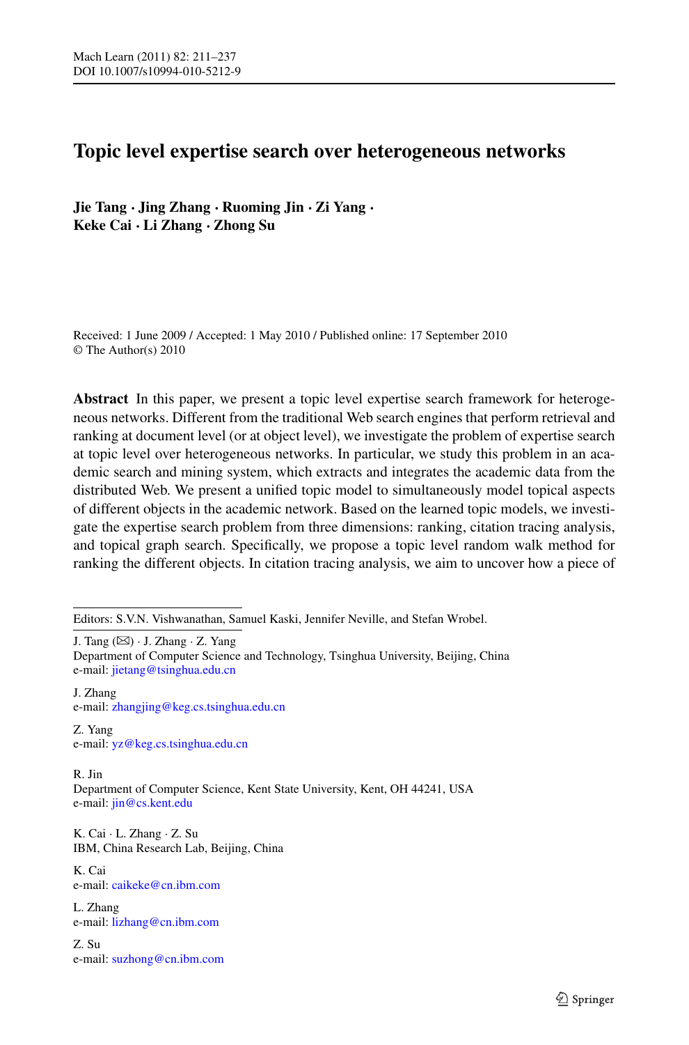# Topic level expertise search over heterogeneous networks

**Jie Tang · Jing Zhang · Ruoming Jin · Zi Yang · Keke Cai · Li Zhang · Zhong Su**

Received: 1 June 2009 / Accepted: 1 May 2010 / Published online: 17 September 2010
© The Author(s) 2010

**Abstract** In this paper, we present a topic level expertise search framework for heterogeneous networks. Different from the traditional Web search engines that perform retrieval and ranking at document level (or at object level), we investigate the problem of expertise search at topic level over heterogeneous networks. In particular, we study this problem in an academic search and mining system, which extracts and integrates the academic data from the distributed Web. We present a unified topic model to simultaneously model topical aspects of different objects in the academic network. Based on the learned topic models, we investigate the expertise search problem from three dimensions: ranking, citation tracing analysis, and topical graph search. Specifically, we propose a topic level random walk method for ranking the different objects. In citation tracing analysis, we aim to uncover how a piece of

---

Editors: S.V.N. Vishwanathan, Samuel Kaski, Jennifer Neville, and Stefan Wrobel.

J. Tang (✉) · J. Zhang · Z. Yang
Department of Computer Science and Technology, Tsinghua University, Beijing, China
e-mail: jietang@tsinghua.edu.cn

J. Zhang
e-mail: zhangjing@keg.cs.tsinghua.edu.cn

Z. Yang
e-mail: yz@keg.cs.tsinghua.edu.cn

R. Jin
Department of Computer Science, Kent State University, Kent, OH 44241, USA
e-mail: jin@cs.kent.edu

K. Cai · L. Zhang · Z. Su
IBM, China Research Lab, Beijing, China

K. Cai
e-mail: caikeke@cn.ibm.com

L. Zhang
e-mail: lizhang@cn.ibm.com

Z. Su
e-mail: suzhong@cn.ibm.com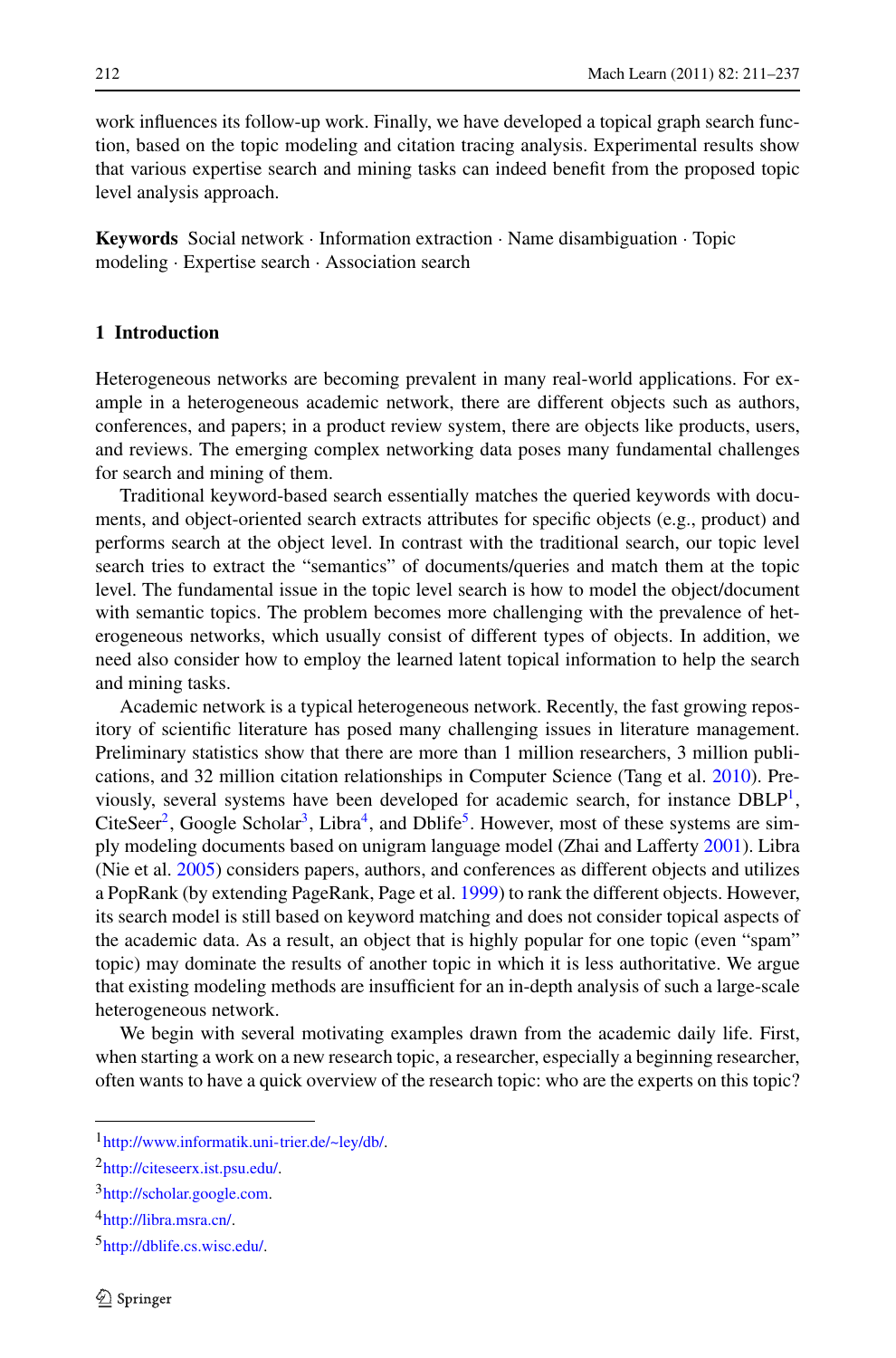work influences its follow-up work. Finally, we have developed a topical graph search function, based on the topic modeling and citation tracing analysis. Experimental results show that various expertise search and mining tasks can indeed benefit from the proposed topic level analysis approach.

**Keywords** Social network · Information extraction · Name disambiguation · Topic modeling · Expertise search · Association search

## 1 Introduction

Heterogeneous networks are becoming prevalent in many real-world applications. For example in a heterogeneous academic network, there are different objects such as authors, conferences, and papers; in a product review system, there are objects like products, users, and reviews. The emerging complex networking data poses many fundamental challenges for search and mining of them.

Traditional keyword-based search essentially matches the queried keywords with documents, and object-oriented search extracts attributes for specific objects (e.g., product) and performs search at the object level. In contrast with the traditional search, our topic level search tries to extract the "semantics" of documents/queries and match them at the topic level. The fundamental issue in the topic level search is how to model the object/document with semantic topics. The problem becomes more challenging with the prevalence of heterogeneous networks, which usually consist of different types of objects. In addition, we need also consider how to employ the learned latent topical information to help the search and mining tasks.

Academic network is a typical heterogeneous network. Recently, the fast growing repository of scientific literature has posed many challenging issues in literature management. Preliminary statistics show that there are more than 1 million researchers, 3 million publications, and 32 million citation relationships in Computer Science (Tang et al. 2010). Previously, several systems have been developed for academic search, for instance DBLP[1], CiteSeer[2], Google Scholar[3], Libra[4], and Dblife[5]. However, most of these systems are simply modeling documents based on unigram language model (Zhai and Lafferty 2001). Libra (Nie et al. 2005) considers papers, authors, and conferences as different objects and utilizes a PopRank (by extending PageRank, Page et al. 1999) to rank the different objects. However, its search model is still based on keyword matching and does not consider topical aspects of the academic data. As a result, an object that is highly popular for one topic (even "spam" topic) may dominate the results of another topic in which it is less authoritative. We argue that existing modeling methods are insufficient for an in-depth analysis of such a large-scale heterogeneous network.

We begin with several motivating examples drawn from the academic daily life. First, when starting a work on a new research topic, a researcher, especially a beginning researcher, often wants to have a quick overview of the research topic: who are the experts on this topic?

---

[1] http://www.informatik.uni-trier.de/~ley/db/.

[2] http://citeseerx.ist.psu.edu/.

[3] http://scholar.google.com.

[4] http://libra.msra.cn/.

[5] http://dblife.cs.wisc.edu/.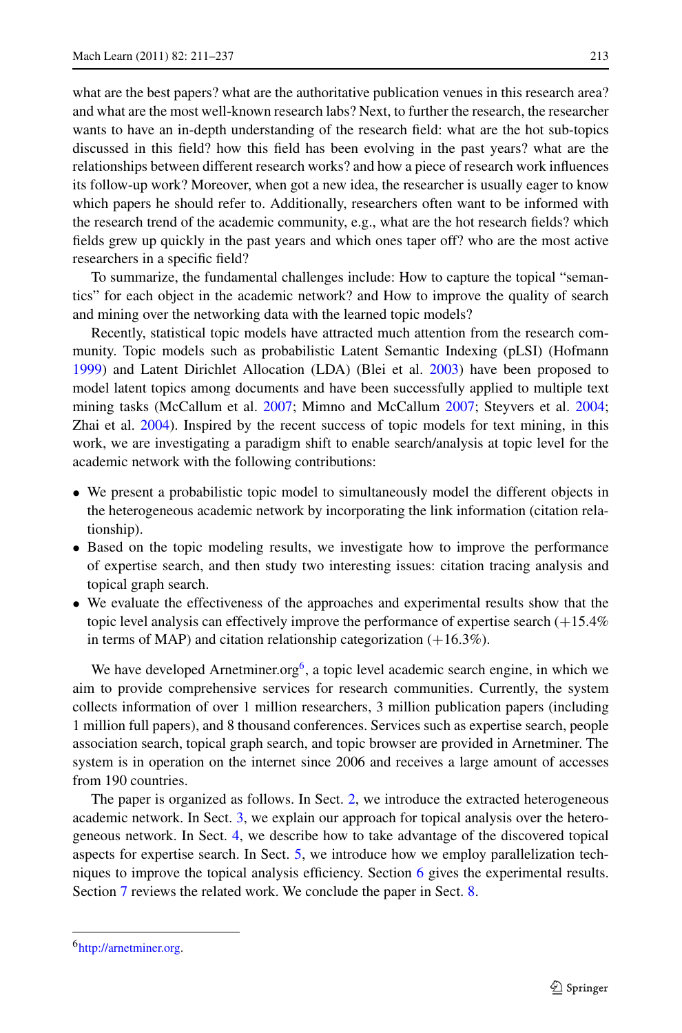what are the best papers? what are the authoritative publication venues in this research area? and what are the most well-known research labs? Next, to further the research, the researcher wants to have an in-depth understanding of the research field: what are the hot sub-topics discussed in this field? how this field has been evolving in the past years? what are the relationships between different research works? and how a piece of research work influences its follow-up work? Moreover, when got a new idea, the researcher is usually eager to know which papers he should refer to. Additionally, researchers often want to be informed with the research trend of the academic community, e.g., what are the hot research fields? which fields grew up quickly in the past years and which ones taper off? who are the most active researchers in a specific field?

To summarize, the fundamental challenges include: How to capture the topical "semantics" for each object in the academic network? and How to improve the quality of search and mining over the networking data with the learned topic models?

Recently, statistical topic models have attracted much attention from the research community. Topic models such as probabilistic Latent Semantic Indexing (pLSI) (Hofmann 1999) and Latent Dirichlet Allocation (LDA) (Blei et al. 2003) have been proposed to model latent topics among documents and have been successfully applied to multiple text mining tasks (McCallum et al. 2007; Mimno and McCallum 2007; Steyvers et al. 2004; Zhai et al. 2004). Inspired by the recent success of topic models for text mining, in this work, we are investigating a paradigm shift to enable search/analysis at topic level for the academic network with the following contributions:

- We present a probabilistic topic model to simultaneously model the different objects in the heterogeneous academic network by incorporating the link information (citation relationship).
- Based on the topic modeling results, we investigate how to improve the performance of expertise search, and then study two interesting issues: citation tracing analysis and topical graph search.
- We evaluate the effectiveness of the approaches and experimental results show that the topic level analysis can effectively improve the performance of expertise search (+15.4% in terms of MAP) and citation relationship categorization (+16.3%).

We have developed Arnetminer.org[6], a topic level academic search engine, in which we aim to provide comprehensive services for research communities. Currently, the system collects information of over 1 million researchers, 3 million publication papers (including 1 million full papers), and 8 thousand conferences. Services such as expertise search, people association search, topical graph search, and topic browser are provided in Arnetminer. The system is in operation on the internet since 2006 and receives a large amount of accesses from 190 countries.

The paper is organized as follows. In Sect. 2, we introduce the extracted heterogeneous academic network. In Sect. 3, we explain our approach for topical analysis over the heterogeneous network. In Sect. 4, we describe how to take advantage of the discovered topical aspects for expertise search. In Sect. 5, we introduce how we employ parallelization techniques to improve the topical analysis efficiency. Section 6 gives the experimental results. Section 7 reviews the related work. We conclude the paper in Sect. 8.

[6] http://arnetminer.org.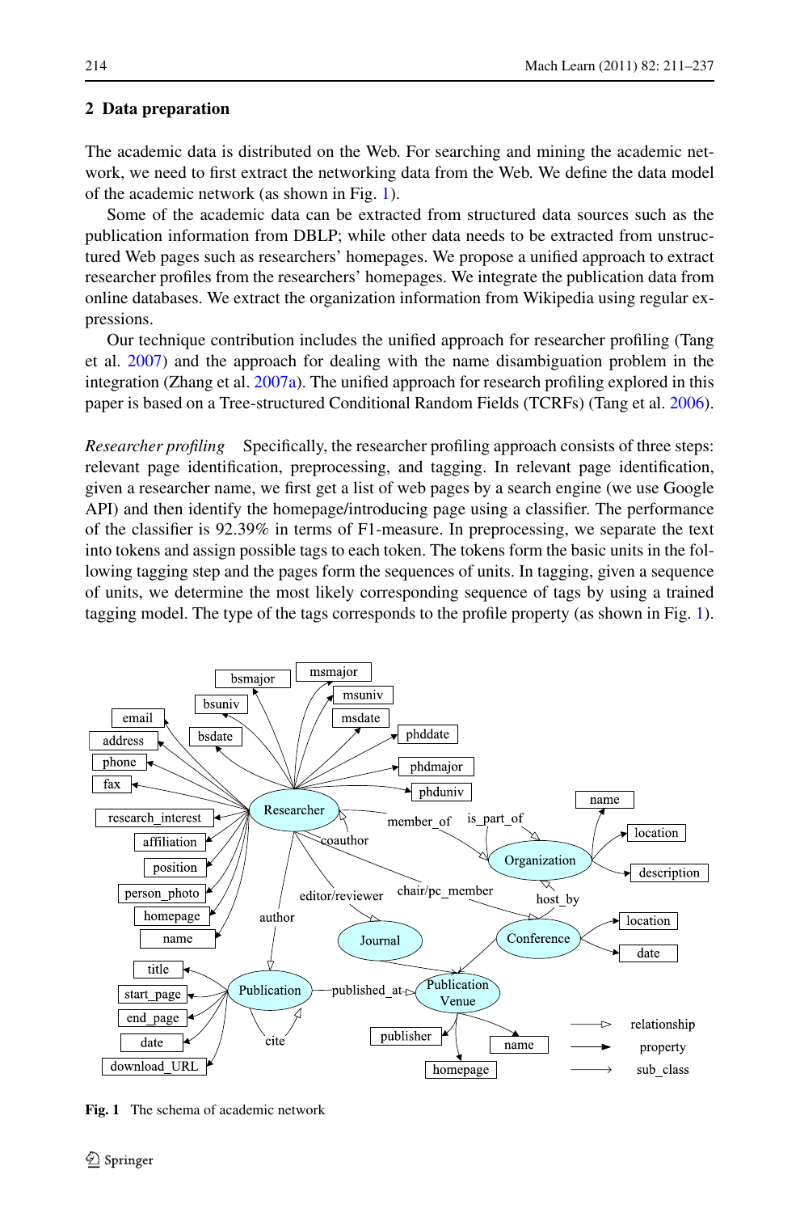## 2 Data preparation

The academic data is distributed on the Web. For searching and mining the academic network, we need to first extract the networking data from the Web. We define the data model of the academic network (as shown in Fig. 1).

Some of the academic data can be extracted from structured data sources such as the publication information from DBLP; while other data needs to be extracted from unstructured Web pages such as researchers' homepages. We propose a unified approach to extract researcher profiles from the researchers' homepages. We integrate the publication data from online databases. We extract the organization information from Wikipedia using regular expressions.

Our technique contribution includes the unified approach for researcher profiling (Tang et al. 2007) and the approach for dealing with the name disambiguation problem in the integration (Zhang et al. 2007a). The unified approach for research profiling explored in this paper is based on a Tree-structured Conditional Random Fields (TCRFs) (Tang et al. 2006).

*Researcher profiling* Specifically, the researcher profiling approach consists of three steps: relevant page identification, preprocessing, and tagging. In relevant page identification, given a researcher name, we first get a list of web pages by a search engine (we use Google API) and then identify the homepage/introducing page using a classifier. The performance of the classifier is 92.39% in terms of F1-measure. In preprocessing, we separate the text into tokens and assign possible tags to each token. The tokens form the basic units in the following tagging step and the pages form the sequences of units. In tagging, given a sequence of units, we determine the most likely corresponding sequence of tags by using a trained tagging model. The type of the tags corresponds to the profile property (as shown in Fig. 1).

**Fig. 1** The schema of academic network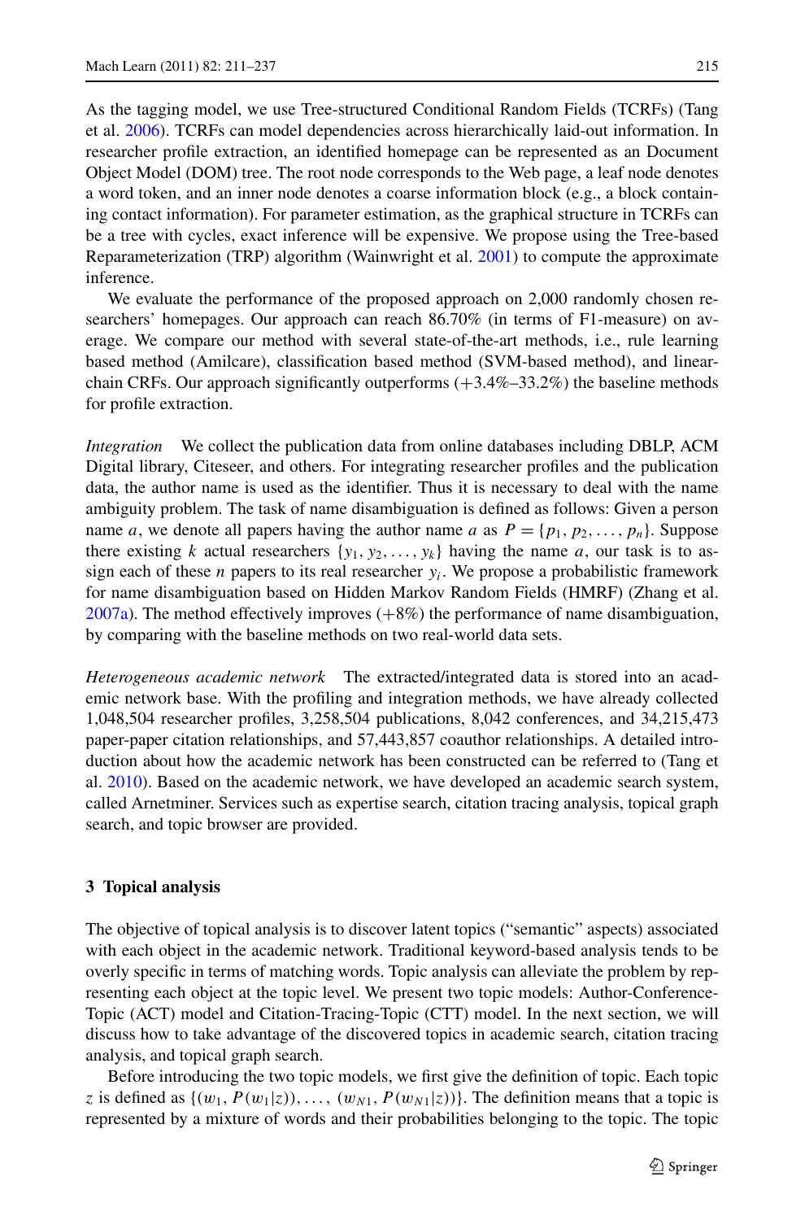As the tagging model, we use Tree-structured Conditional Random Fields (TCRFs) (Tang et al. 2006). TCRFs can model dependencies across hierarchically laid-out information. In researcher profile extraction, an identified homepage can be represented as an Document Object Model (DOM) tree. The root node corresponds to the Web page, a leaf node denotes a word token, and an inner node denotes a coarse information block (e.g., a block containing contact information). For parameter estimation, as the graphical structure in TCRFs can be a tree with cycles, exact inference will be expensive. We propose using the Tree-based Reparameterization (TRP) algorithm (Wainwright et al. 2001) to compute the approximate inference.

We evaluate the performance of the proposed approach on 2,000 randomly chosen researchers' homepages. Our approach can reach 86.70% (in terms of F1-measure) on average. We compare our method with several state-of-the-art methods, i.e., rule learning based method (Amilcare), classification based method (SVM-based method), and linear-chain CRFs. Our approach significantly outperforms (+3.4%–33.2%) the baseline methods for profile extraction.

*Integration* We collect the publication data from online databases including DBLP, ACM Digital library, Citeseer, and others. For integrating researcher profiles and the publication data, the author name is used as the identifier. Thus it is necessary to deal with the name ambiguity problem. The task of name disambiguation is defined as follows: Given a person name $a$, we denote all papers having the author name $a$ as $P = \{p_1, p_2, \ldots, p_n\}$. Suppose there existing $k$ actual researchers $\{y_1, y_2, \ldots, y_k\}$ having the name $a$, our task is to assign each of these $n$ papers to its real researcher $y_i$. We propose a probabilistic framework for name disambiguation based on Hidden Markov Random Fields (HMRF) (Zhang et al. 2007a). The method effectively improves (+8%) the performance of name disambiguation, by comparing with the baseline methods on two real-world data sets.

*Heterogeneous academic network* The extracted/integrated data is stored into an academic network base. With the profiling and integration methods, we have already collected 1,048,504 researcher profiles, 3,258,504 publications, 8,042 conferences, and 34,215,473 paper-paper citation relationships, and 57,443,857 coauthor relationships. A detailed introduction about how the academic network has been constructed can be referred to (Tang et al. 2010). Based on the academic network, we have developed an academic search system, called Arnetminer. Services such as expertise search, citation tracing analysis, topical graph search, and topic browser are provided.

## 3 Topical analysis

The objective of topical analysis is to discover latent topics ("semantic" aspects) associated with each object in the academic network. Traditional keyword-based analysis tends to be overly specific in terms of matching words. Topic analysis can alleviate the problem by representing each object at the topic level. We present two topic models: Author-Conference-Topic (ACT) model and Citation-Tracing-Topic (CTT) model. In the next section, we will discuss how to take advantage of the discovered topics in academic search, citation tracing analysis, and topical graph search.

Before introducing the two topic models, we first give the definition of topic. Each topic $z$ is defined as $\{(w_1, P(w_1|z)), \ldots, (w_{N1}, P(w_{N1}|z))\}$. The definition means that a topic is represented by a mixture of words and their probabilities belonging to the topic. The topic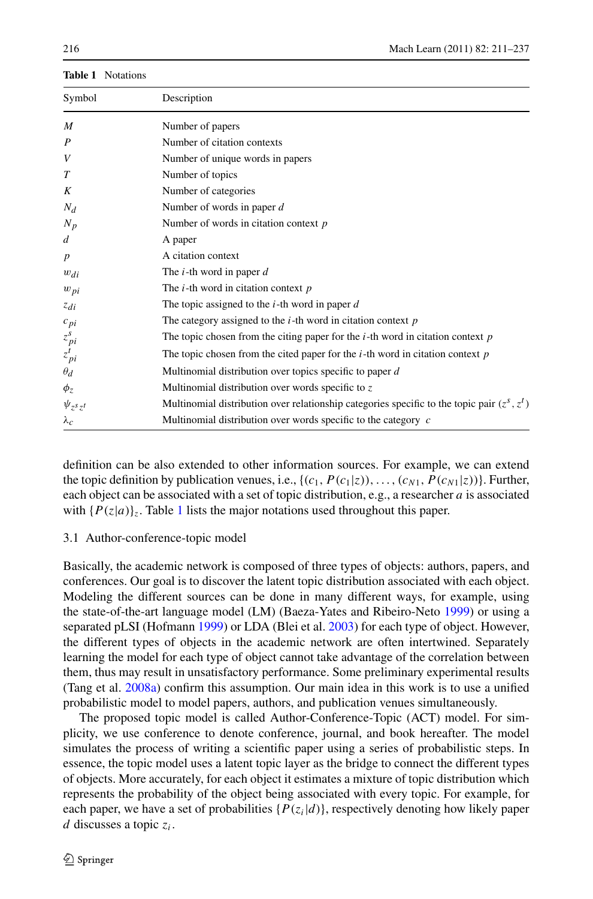**Table 1** Notations

| Symbol | Description |
|---|---|
| $M$ | Number of papers |
| $P$ | Number of citation contexts |
| $V$ | Number of unique words in papers |
| $T$ | Number of topics |
| $K$ | Number of categories |
| $N_d$ | Number of words in paper $d$ |
| $N_p$ | Number of words in citation context $p$ |
| $d$ | A paper |
| $p$ | A citation context |
| $w_{di}$ | The $i$-th word in paper $d$ |
| $w_{pi}$ | The $i$-th word in citation context $p$ |
| $z_{di}$ | The topic assigned to the $i$-th word in paper $d$ |
| $c_{pi}$ | The category assigned to the $i$-th word in citation context $p$ |
| $z^s_{pi}$ | The topic chosen from the citing paper for the $i$-th word in citation context $p$ |
| $z^t_{pi}$ | The topic chosen from the cited paper for the $i$-th word in citation context $p$ |
| $\theta_d$ | Multinomial distribution over topics specific to paper $d$ |
| $\phi_z$ | Multinomial distribution over words specific to $z$ |
| $\psi_{z^s z^t}$ | Multinomial distribution over relationship categories specific to the topic pair $(z^s, z^t)$ |
| $\lambda_c$ | Multinomial distribution over words specific to the category $c$ |

definition can be also extended to other information sources. For example, we can extend the topic definition by publication venues, i.e., $\{(c_1, P(c_1|z)), \ldots, (c_{N1}, P(c_{N1}|z))\}$. Further, each object can be associated with a set of topic distribution, e.g., a researcher $a$ is associated with $\{P(z|a)\}_z$. Table 1 lists the major notations used throughout this paper.

### 3.1 Author-conference-topic model

Basically, the academic network is composed of three types of objects: authors, papers, and conferences. Our goal is to discover the latent topic distribution associated with each object. Modeling the different sources can be done in many different ways, for example, using the state-of-the-art language model (LM) (Baeza-Yates and Ribeiro-Neto 1999) or using a separated pLSI (Hofmann 1999) or LDA (Blei et al. 2003) for each type of object. However, the different types of objects in the academic network are often intertwined. Separately learning the model for each type of object cannot take advantage of the correlation between them, thus may result in unsatisfactory performance. Some preliminary experimental results (Tang et al. 2008a) confirm this assumption. Our main idea in this work is to use a unified probabilistic model to model papers, authors, and publication venues simultaneously.

The proposed topic model is called Author-Conference-Topic (ACT) model. For simplicity, we use conference to denote conference, journal, and book hereafter. The model simulates the process of writing a scientific paper using a series of probabilistic steps. In essence, the topic model uses a latent topic layer as the bridge to connect the different types of objects. More accurately, for each object it estimates a mixture of topic distribution which represents the probability of the object being associated with every topic. For example, for each paper, we have a set of probabilities $\{P(z_i|d)\}$, respectively denoting how likely paper $d$ discusses a topic $z_i$.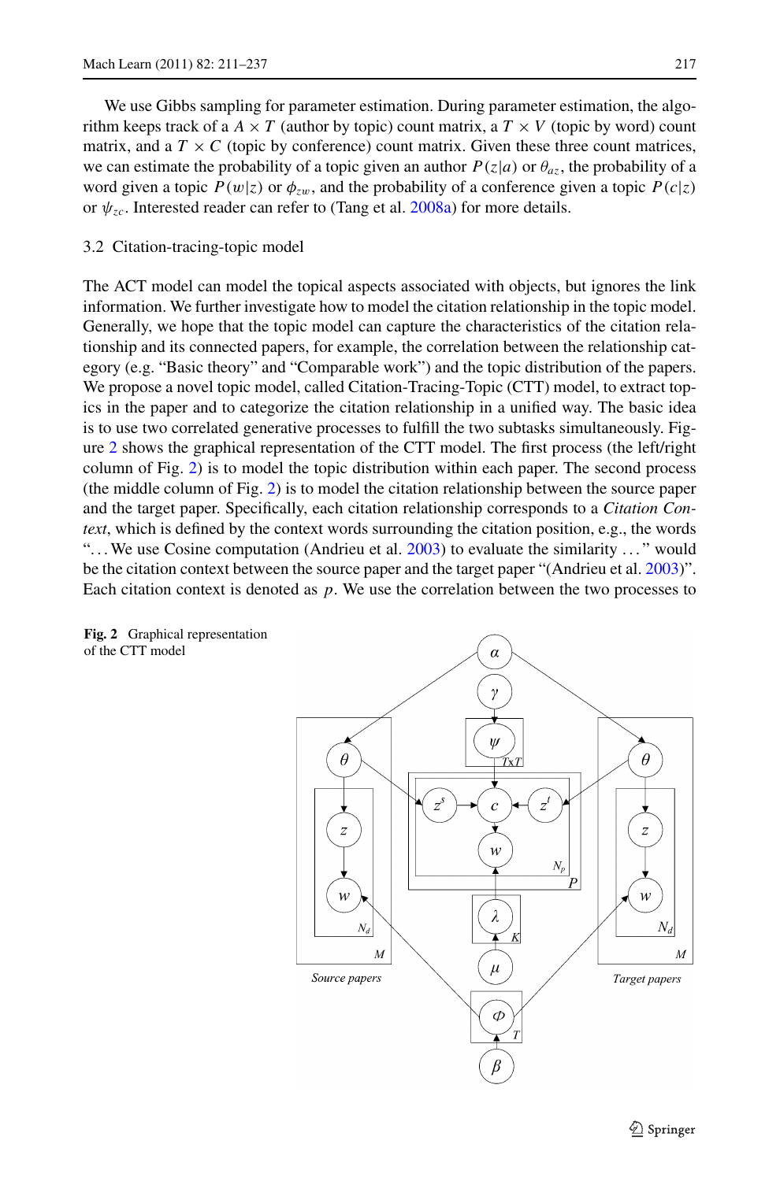We use Gibbs sampling for parameter estimation. During parameter estimation, the algorithm keeps track of a $A \times T$ (author by topic) count matrix, a $T \times V$ (topic by word) count matrix, and a $T \times C$ (topic by conference) count matrix. Given these three count matrices, we can estimate the probability of a topic given an author $P(z|a)$ or $\theta_{az}$, the probability of a word given a topic $P(w|z)$ or $\phi_{zw}$, and the probability of a conference given a topic $P(c|z)$ or $\psi_{zc}$. Interested reader can refer to (Tang et al. 2008a) for more details.

### 3.2 Citation-tracing-topic model

The ACT model can model the topical aspects associated with objects, but ignores the link information. We further investigate how to model the citation relationship in the topic model. Generally, we hope that the topic model can capture the characteristics of the citation relationship and its connected papers, for example, the correlation between the relationship category (e.g. "Basic theory" and "Comparable work") and the topic distribution of the papers. We propose a novel topic model, called Citation-Tracing-Topic (CTT) model, to extract topics in the paper and to categorize the citation relationship in a unified way. The basic idea is to use two correlated generative processes to fulfill the two subtasks simultaneously. Figure 2 shows the graphical representation of the CTT model. The first process (the left/right column of Fig. 2) is to model the topic distribution within each paper. The second process (the middle column of Fig. 2) is to model the citation relationship between the source paper and the target paper. Specifically, each citation relationship corresponds to a *Citation Context*, which is defined by the context words surrounding the citation position, e.g., the words "... We use Cosine computation (Andrieu et al. 2003) to evaluate the similarity ..." would be the citation context between the source paper and the target paper "(Andrieu et al. 2003)". Each citation context is denoted as $p$. We use the correlation between the two processes to

**Fig. 2** Graphical representation of the CTT model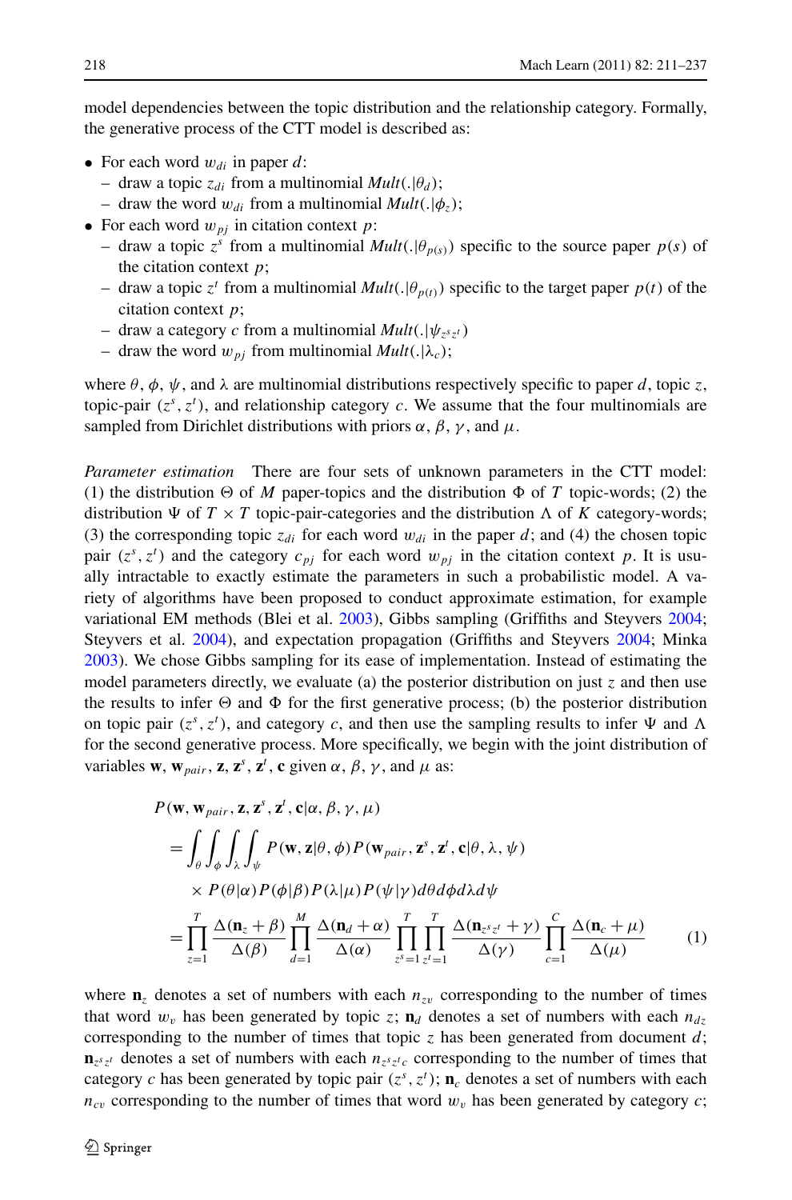model dependencies between the topic distribution and the relationship category. Formally, the generative process of the CTT model is described as:

- For each word $w_{di}$ in paper $d$:
  - draw a topic $z_{di}$ from a multinomial $Mult(.|\theta_d)$;
  - draw the word $w_{di}$ from a multinomial $Mult(.|\phi_z)$;
- For each word $w_{pj}$ in citation context $p$:
  - draw a topic $z^s$ from a multinomial $Mult(.|\theta_{p(s)})$ specific to the source paper $p(s)$ of the citation context $p$;
  - draw a topic $z^t$ from a multinomial $Mult(.|\theta_{p(t)})$ specific to the target paper $p(t)$ of the citation context $p$;
  - draw a category $c$ from a multinomial $Mult(.|\psi_{z^s z^t})$
  - draw the word $w_{pj}$ from multinomial $Mult(.|\lambda_c)$;

where $\theta$, $\phi$, $\psi$, and $\lambda$ are multinomial distributions respectively specific to paper $d$, topic $z$, topic-pair $(z^s, z^t)$, and relationship category $c$. We assume that the four multinomials are sampled from Dirichlet distributions with priors $\alpha$, $\beta$, $\gamma$, and $\mu$.

*Parameter estimation* There are four sets of unknown parameters in the CTT model: (1) the distribution $\Theta$ of $M$ paper-topics and the distribution $\Phi$ of $T$ topic-words; (2) the distribution $\Psi$ of $T \times T$ topic-pair-categories and the distribution $\Lambda$ of $K$ category-words; (3) the corresponding topic $z_{di}$ for each word $w_{di}$ in the paper $d$; and (4) the chosen topic pair $(z^s, z^t)$ and the category $c_{pj}$ for each word $w_{pj}$ in the citation context $p$. It is usually intractable to exactly estimate the parameters in such a probabilistic model. A variety of algorithms have been proposed to conduct approximate estimation, for example variational EM methods (Blei et al. 2003), Gibbs sampling (Griffiths and Steyvers 2004; Steyvers et al. 2004), and expectation propagation (Griffiths and Steyvers 2004; Minka 2003). We chose Gibbs sampling for its ease of implementation. Instead of estimating the model parameters directly, we evaluate (a) the posterior distribution on just $z$ and then use the results to infer $\Theta$ and $\Phi$ for the first generative process; (b) the posterior distribution on topic pair $(z^s, z^t)$, and category $c$, and then use the sampling results to infer $\Psi$ and $\Lambda$ for the second generative process. More specifically, we begin with the joint distribution of variables $\mathbf{w}$, $\mathbf{w}_{pair}$, $\mathbf{z}$, $\mathbf{z}^s$, $\mathbf{z}^t$, $\mathbf{c}$ given $\alpha$, $\beta$, $\gamma$, and $\mu$ as:

$$
\begin{aligned}
&P(\mathbf{w}, \mathbf{w}_{pair}, \mathbf{z}, \mathbf{z}^s, \mathbf{z}^t, \mathbf{c}|\alpha, \beta, \gamma, \mu) \\
&= \int_\theta \int_\phi \int_\lambda \int_\psi P(\mathbf{w}, \mathbf{z}|\theta, \phi) P(\mathbf{w}_{pair}, \mathbf{z}^s, \mathbf{z}^t, \mathbf{c}|\theta, \lambda, \psi) \\
&\quad \times P(\theta|\alpha) P(\phi|\beta) P(\lambda|\mu) P(\psi|\gamma) d\theta d\phi d\lambda d\psi \\
&= \prod_{z=1}^{T} \frac{\Delta(\mathbf{n}_z + \beta)}{\Delta(\beta)} \prod_{d=1}^{M} \frac{\Delta(\mathbf{n}_d + \alpha)}{\Delta(\alpha)} \prod_{z^s=1}^{T} \prod_{z^t=1}^{T} \frac{\Delta(\mathbf{n}_{z^s z^t} + \gamma)}{\Delta(\gamma)} \prod_{c=1}^{C} \frac{\Delta(\mathbf{n}_c + \mu)}{\Delta(\mu)}
\end{aligned}
\tag{1}
$$

where $\mathbf{n}_z$ denotes a set of numbers with each $n_{zv}$ corresponding to the number of times that word $w_v$ has been generated by topic $z$; $\mathbf{n}_d$ denotes a set of numbers with each $n_{dz}$ corresponding to the number of times that topic $z$ has been generated from document $d$; $\mathbf{n}_{z^s z^t}$ denotes a set of numbers with each $n_{z^s z^t c}$ corresponding to the number of times that category $c$ has been generated by topic pair $(z^s, z^t)$; $\mathbf{n}_c$ denotes a set of numbers with each $n_{cv}$ corresponding to the number of times that word $w_v$ has been generated by category $c$;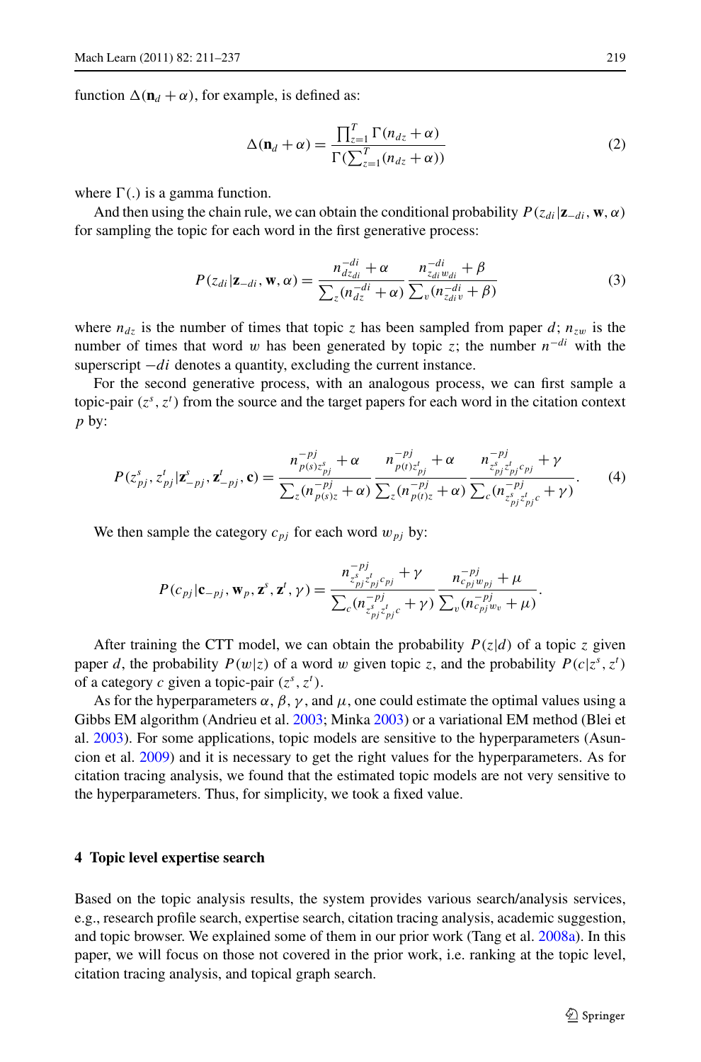function $\Delta(\mathbf{n}_d + \alpha)$, for example, is defined as:

$$\Delta(\mathbf{n}_d + \alpha) = \frac{\prod_{z=1}^{T} \Gamma(n_{dz} + \alpha)}{\Gamma(\sum_{z=1}^{T}(n_{dz} + \alpha))} \tag{2}$$

where $\Gamma(.)$ is a gamma function.

And then using the chain rule, we can obtain the conditional probability $P(z_{di}|\mathbf{z}_{-di}, \mathbf{w}, \alpha)$ for sampling the topic for each word in the first generative process:

$$P(z_{di}|\mathbf{z}_{-di}, \mathbf{w}, \alpha) = \frac{n_{dz_{di}}^{-di} + \alpha}{\sum_z (n_{dz}^{-di} + \alpha)} \frac{n_{z_{di}w_{di}}^{-di} + \beta}{\sum_v (n_{z_{di}v}^{-di} + \beta)} \tag{3}$$

where $n_{dz}$ is the number of times that topic $z$ has been sampled from paper $d$; $n_{zw}$ is the number of times that word $w$ has been generated by topic $z$; the number $n^{-di}$ with the superscript $-di$ denotes a quantity, excluding the current instance.

For the second generative process, with an analogous process, we can first sample a topic-pair $(z^s, z^t)$ from the source and the target papers for each word in the citation context $p$ by:

$$P(z_{pj}^s, z_{pj}^t|\mathbf{z}_{-pj}^s, \mathbf{z}_{-pj}^t, \mathbf{c}) = \frac{n_{p(s)z_{pj}^s}^{-pj} + \alpha}{\sum_z (n_{p(s)z}^{-pj} + \alpha)} \frac{n_{p(t)z_{pj}^t}^{-pj} + \alpha}{\sum_z (n_{p(t)z}^{-pj} + \alpha)} \frac{n_{z_{pj}^s z_{pj}^t c_{pj}}^{-pj} + \gamma}{\sum_c (n_{z_{pj}^s z_{pj}^t c}^{-pj} + \gamma)}. \tag{4}$$

We then sample the category $c_{pj}$ for each word $w_{pj}$ by:

$$P(c_{pj}|\mathbf{c}_{-pj}, \mathbf{w}_p, \mathbf{z}^s, \mathbf{z}^t, \gamma) = \frac{n_{z_{pj}^s z_{pj}^t c_{pj}}^{-pj} + \gamma}{\sum_c (n_{z_{pj}^s z_{pj}^t c}^{-pj} + \gamma)} \frac{n_{c_{pj}w_{pj}}^{-pj} + \mu}{\sum_v (n_{c_{pj}w_v}^{-pj} + \mu)}.$$

After training the CTT model, we can obtain the probability $P(z|d)$ of a topic $z$ given paper $d$, the probability $P(w|z)$ of a word $w$ given topic $z$, and the probability $P(c|z^s, z^t)$ of a category $c$ given a topic-pair $(z^s, z^t)$.

As for the hyperparameters $\alpha$, $\beta$, $\gamma$, and $\mu$, one could estimate the optimal values using a Gibbs EM algorithm (Andrieu et al. 2003; Minka 2003) or a variational EM method (Blei et al. 2003). For some applications, topic models are sensitive to the hyperparameters (Asuncion et al. 2009) and it is necessary to get the right values for the hyperparameters. As for citation tracing analysis, we found that the estimated topic models are not very sensitive to the hyperparameters. Thus, for simplicity, we took a fixed value.

## 4 Topic level expertise search

Based on the topic analysis results, the system provides various search/analysis services, e.g., research profile search, expertise search, citation tracing analysis, academic suggestion, and topic browser. We explained some of them in our prior work (Tang et al. 2008a). In this paper, we will focus on those not covered in the prior work, i.e. ranking at the topic level, citation tracing analysis, and topical graph search.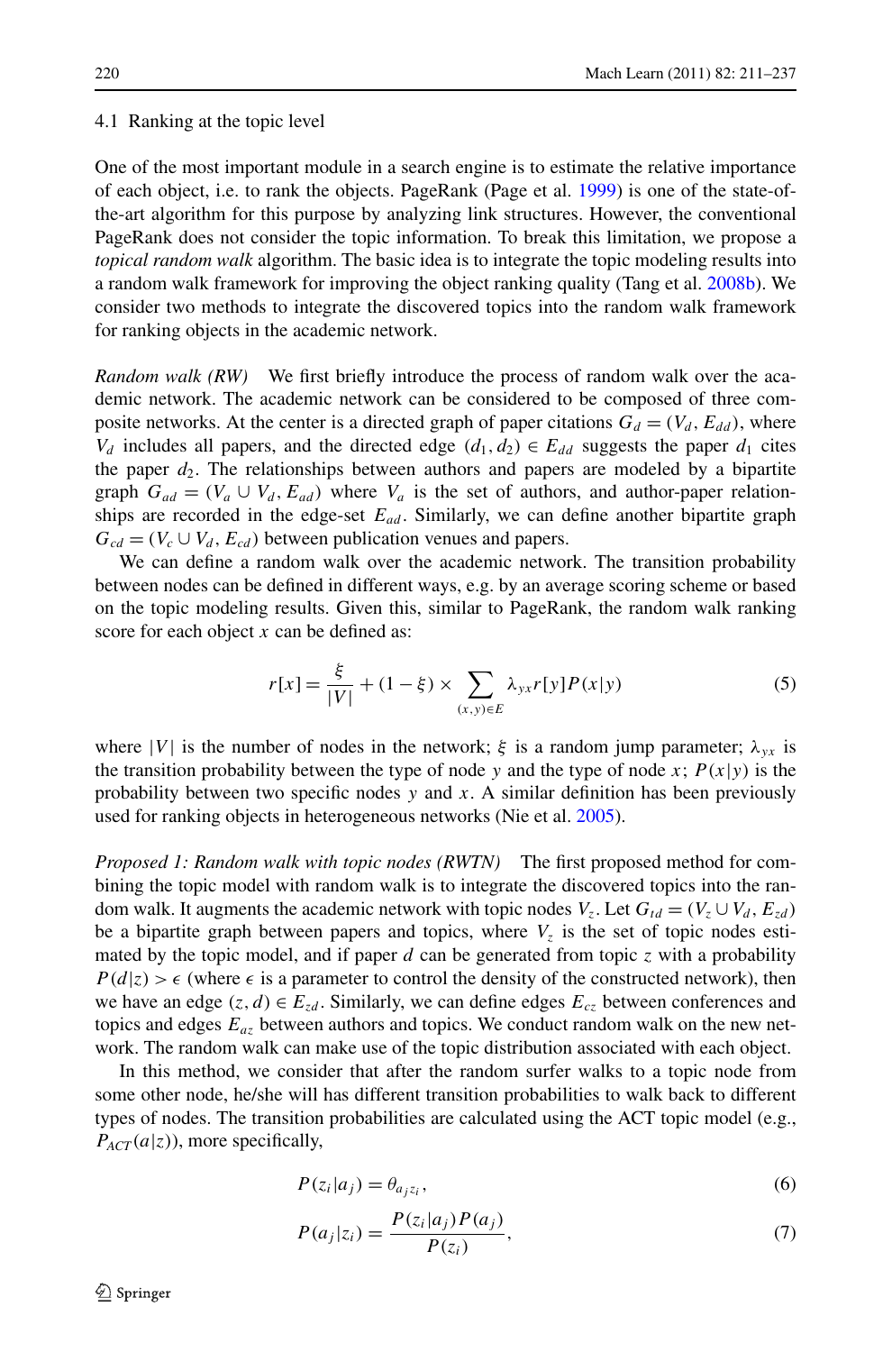### 4.1 Ranking at the topic level

One of the most important module in a search engine is to estimate the relative importance of each object, i.e. to rank the objects. PageRank (Page et al. 1999) is one of the state-of-the-art algorithm for this purpose by analyzing link structures. However, the conventional PageRank does not consider the topic information. To break this limitation, we propose a *topical random walk* algorithm. The basic idea is to integrate the topic modeling results into a random walk framework for improving the object ranking quality (Tang et al. 2008b). We consider two methods to integrate the discovered topics into the random walk framework for ranking objects in the academic network.

*Random walk (RW)* We first briefly introduce the process of random walk over the academic network. The academic network can be considered to be composed of three composite networks. At the center is a directed graph of paper citations $G_d = (V_d, E_{dd})$, where $V_d$ includes all papers, and the directed edge $(d_1, d_2) \in E_{dd}$ suggests the paper $d_1$ cites the paper $d_2$. The relationships between authors and papers are modeled by a bipartite graph $G_{ad} = (V_a \cup V_d, E_{ad})$ where $V_a$ is the set of authors, and author-paper relationships are recorded in the edge-set $E_{ad}$. Similarly, we can define another bipartite graph $G_{cd} = (V_c \cup V_d, E_{cd})$ between publication venues and papers.

We can define a random walk over the academic network. The transition probability between nodes can be defined in different ways, e.g. by an average scoring scheme or based on the topic modeling results. Given this, similar to PageRank, the random walk ranking score for each object $x$ can be defined as:

$$r[x] = \frac{\xi}{|V|} + (1 - \xi) \times \sum_{(x,y)\in E} \lambda_{yx} r[y] P(x|y) \tag{5}$$

where $|V|$ is the number of nodes in the network; $\xi$ is a random jump parameter; $\lambda_{yx}$ is the transition probability between the type of node $y$ and the type of node $x$; $P(x|y)$ is the probability between two specific nodes $y$ and $x$. A similar definition has been previously used for ranking objects in heterogeneous networks (Nie et al. 2005).

*Proposed 1: Random walk with topic nodes (RWTN)* The first proposed method for combining the topic model with random walk is to integrate the discovered topics into the random walk. It augments the academic network with topic nodes $V_z$. Let $G_{td} = (V_z \cup V_d, E_{zd})$ be a bipartite graph between papers and topics, where $V_z$ is the set of topic nodes estimated by the topic model, and if paper $d$ can be generated from topic $z$ with a probability $P(d|z) > \epsilon$ (where $\epsilon$ is a parameter to control the density of the constructed network), then we have an edge $(z, d) \in E_{zd}$. Similarly, we can define edges $E_{cz}$ between conferences and topics and edges $E_{az}$ between authors and topics. We conduct random walk on the new network. The random walk can make use of the topic distribution associated with each object.

In this method, we consider that after the random surfer walks to a topic node from some other node, he/she will has different transition probabilities to walk back to different types of nodes. The transition probabilities are calculated using the ACT topic model (e.g., $P_{ACT}(a|z)$), more specifically,

$$P(z_i|a_j) = \theta_{a_j z_i}, \tag{6}$$

$$P(a_j|z_i) = \frac{P(z_i|a_j)P(a_j)}{P(z_i)}, \tag{7}$$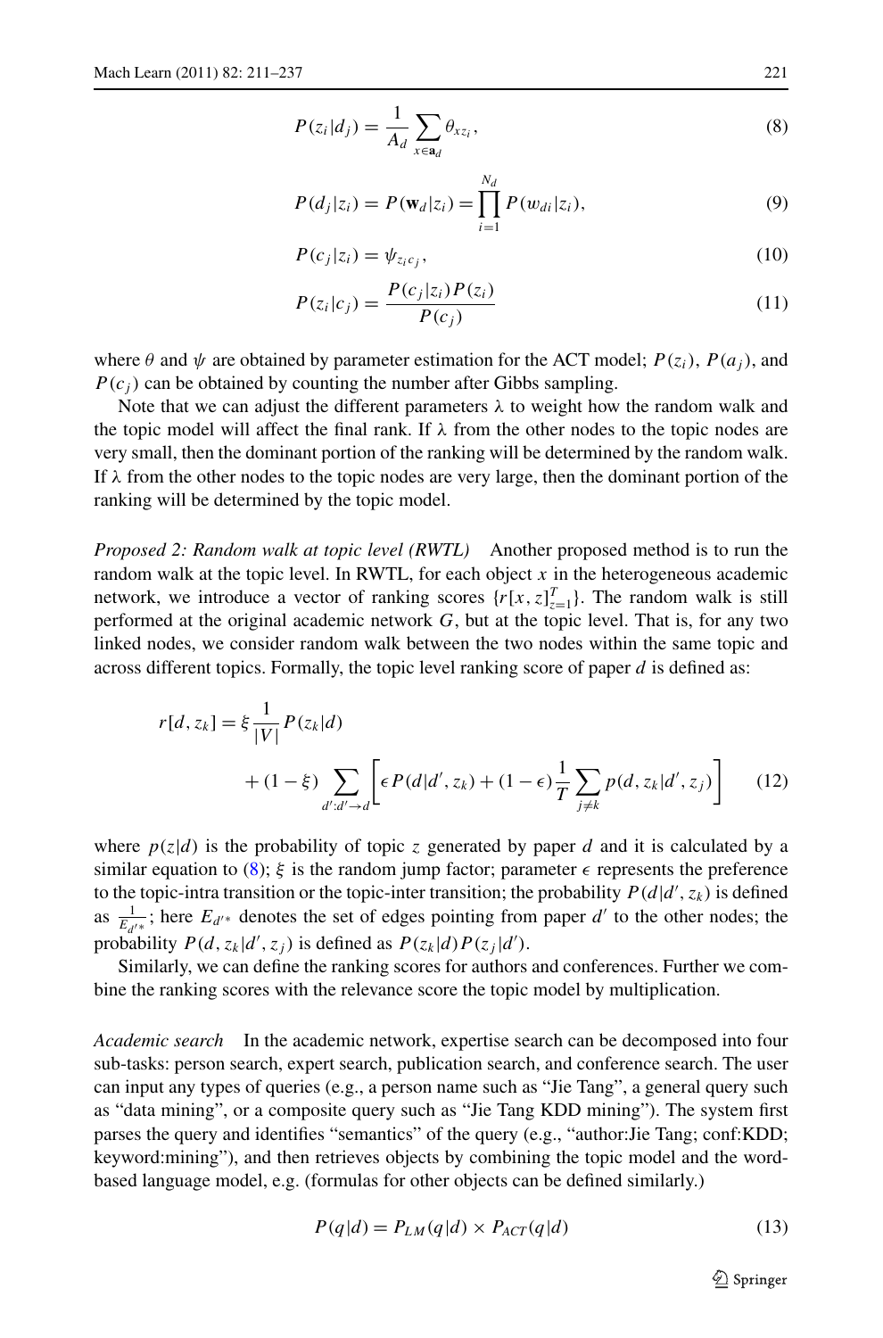$$P(z_i|d_j) = \frac{1}{A_d} \sum_{x \in \mathbf{a}_d} \theta_{xz_i}, \tag{8}$$

$$P(d_j|z_i) = P(\mathbf{w}_d|z_i) = \prod_{i=1}^{N_d} P(w_{di}|z_i), \tag{9}$$

$$P(c_j|z_i) = \psi_{z_i c_j}, \tag{10}$$

$$P(z_i|c_j) = \frac{P(c_j|z_i)P(z_i)}{P(c_j)} \tag{11}$$

where $\theta$ and $\psi$ are obtained by parameter estimation for the ACT model; $P(z_i)$, $P(a_j)$, and $P(c_j)$ can be obtained by counting the number after Gibbs sampling.

Note that we can adjust the different parameters $\lambda$ to weight how the random walk and the topic model will affect the final rank. If $\lambda$ from the other nodes to the topic nodes are very small, then the dominant portion of the ranking will be determined by the random walk. If $\lambda$ from the other nodes to the topic nodes are very large, then the dominant portion of the ranking will be determined by the topic model.

*Proposed 2: Random walk at topic level (RWTL)* Another proposed method is to run the random walk at the topic level. In RWTL, for each object $x$ in the heterogeneous academic network, we introduce a vector of ranking scores $\{r[x,z]_{z=1}^{T}\}$. The random walk is still performed at the original academic network $G$, but at the topic level. That is, for any two linked nodes, we consider random walk between the two nodes within the same topic and across different topics. Formally, the topic level ranking score of paper $d$ is defined as:

$$\begin{aligned} r[d, z_k] = {} & \xi \frac{1}{|V|} P(z_k|d) \\ & + (1-\xi) \sum_{d':d' \to d} \left[ \epsilon P(d|d', z_k) + (1-\epsilon) \frac{1}{T} \sum_{j \neq k} p(d, z_k|d', z_j) \right] \end{aligned} \tag{12}$$

where $p(z|d)$ is the probability of topic $z$ generated by paper $d$ and it is calculated by a similar equation to (8); $\xi$ is the random jump factor; parameter $\epsilon$ represents the preference to the topic-intra transition or the topic-inter transition; the probability $P(d|d', z_k)$ is defined as $\frac{1}{E_{d'*}}$; here $E_{d'*}$ denotes the set of edges pointing from paper $d'$ to the other nodes; the probability $P(d, z_k|d', z_j)$ is defined as $P(z_k|d)P(z_j|d')$.

Similarly, we can define the ranking scores for authors and conferences. Further we combine the ranking scores with the relevance score the topic model by multiplication.

*Academic search* In the academic network, expertise search can be decomposed into four sub-tasks: person search, expert search, publication search, and conference search. The user can input any types of queries (e.g., a person name such as "Jie Tang", a general query such as "data mining", or a composite query such as "Jie Tang KDD mining"). The system first parses the query and identifies "semantics" of the query (e.g., "author:Jie Tang; conf:KDD; keyword:mining"), and then retrieves objects by combining the topic model and the word-based language model, e.g. (formulas for other objects can be defined similarly.)

$$P(q|d) = P_{LM}(q|d) \times P_{ACT}(q|d) \tag{13}$$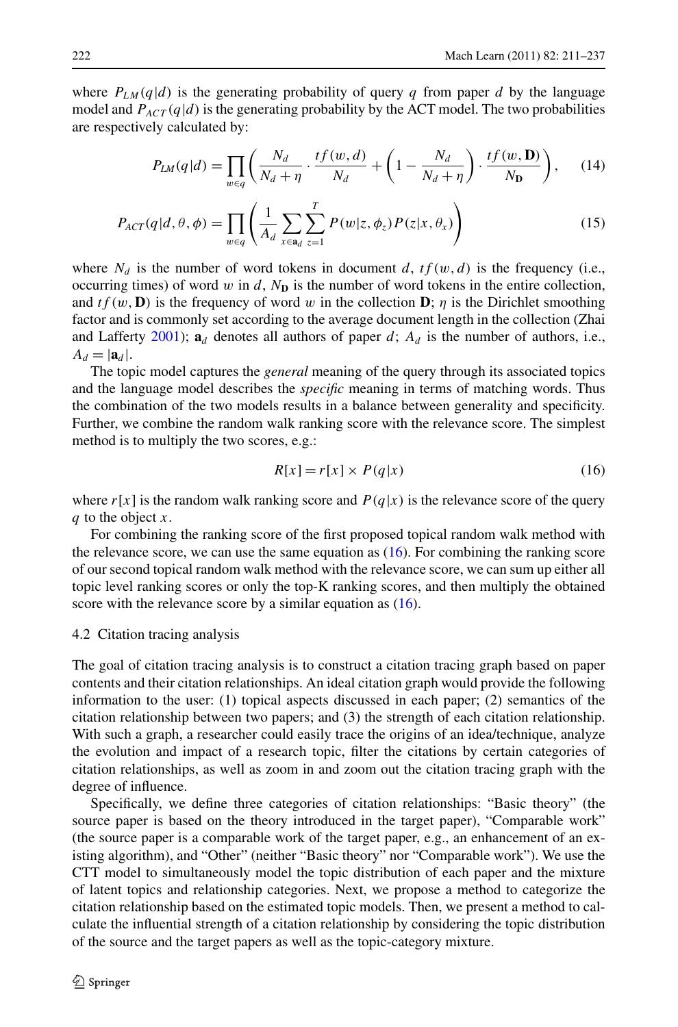where $P_{LM}(q|d)$ is the generating probability of query $q$ from paper $d$ by the language model and $P_{ACT}(q|d)$ is the generating probability by the ACT model. The two probabilities are respectively calculated by:

$$P_{LM}(q|d) = \prod_{w \in q} \left( \frac{N_d}{N_d + \eta} \cdot \frac{tf(w,d)}{N_d} + \left(1 - \frac{N_d}{N_d + \eta}\right) \cdot \frac{tf(w,\mathbf{D})}{N_{\mathbf{D}}} \right), \tag{14}$$

$$P_{ACT}(q|d,\theta,\phi) = \prod_{w \in q} \left( \frac{1}{A_d} \sum_{x \in \mathbf{a}_d} \sum_{z=1}^{T} P(w|z,\phi_z) P(z|x,\theta_x) \right) \tag{15}$$

where $N_d$ is the number of word tokens in document $d$, $tf(w,d)$ is the frequency (i.e., occurring times) of word $w$ in $d$, $N_{\mathbf{D}}$ is the number of word tokens in the entire collection, and $tf(w,\mathbf{D})$ is the frequency of word $w$ in the collection $\mathbf{D}$; $\eta$ is the Dirichlet smoothing factor and is commonly set according to the average document length in the collection (Zhai and Lafferty 2001); $\mathbf{a}_d$ denotes all authors of paper $d$; $A_d$ is the number of authors, i.e., $A_d = |\mathbf{a}_d|$.

The topic model captures the *general* meaning of the query through its associated topics and the language model describes the *specific* meaning in terms of matching words. Thus the combination of the two models results in a balance between generality and specificity. Further, we combine the random walk ranking score with the relevance score. The simplest method is to multiply the two scores, e.g.:

$$R[x] = r[x] \times P(q|x) \tag{16}$$

where $r[x]$ is the random walk ranking score and $P(q|x)$ is the relevance score of the query $q$ to the object $x$.

For combining the ranking score of the first proposed topical random walk method with the relevance score, we can use the same equation as (16). For combining the ranking score of our second topical random walk method with the relevance score, we can sum up either all topic level ranking scores or only the top-K ranking scores, and then multiply the obtained score with the relevance score by a similar equation as (16).

### 4.2 Citation tracing analysis

The goal of citation tracing analysis is to construct a citation tracing graph based on paper contents and their citation relationships. An ideal citation graph would provide the following information to the user: (1) topical aspects discussed in each paper; (2) semantics of the citation relationship between two papers; and (3) the strength of each citation relationship. With such a graph, a researcher could easily trace the origins of an idea/technique, analyze the evolution and impact of a research topic, filter the citations by certain categories of citation relationships, as well as zoom in and zoom out the citation tracing graph with the degree of influence.

Specifically, we define three categories of citation relationships: "Basic theory" (the source paper is based on the theory introduced in the target paper), "Comparable work" (the source paper is a comparable work of the target paper, e.g., an enhancement of an existing algorithm), and "Other" (neither "Basic theory" nor "Comparable work"). We use the CTT model to simultaneously model the topic distribution of each paper and the mixture of latent topics and relationship categories. Next, we propose a method to categorize the citation relationship based on the estimated topic models. Then, we present a method to calculate the influential strength of a citation relationship by considering the topic distribution of the source and the target papers as well as the topic-category mixture.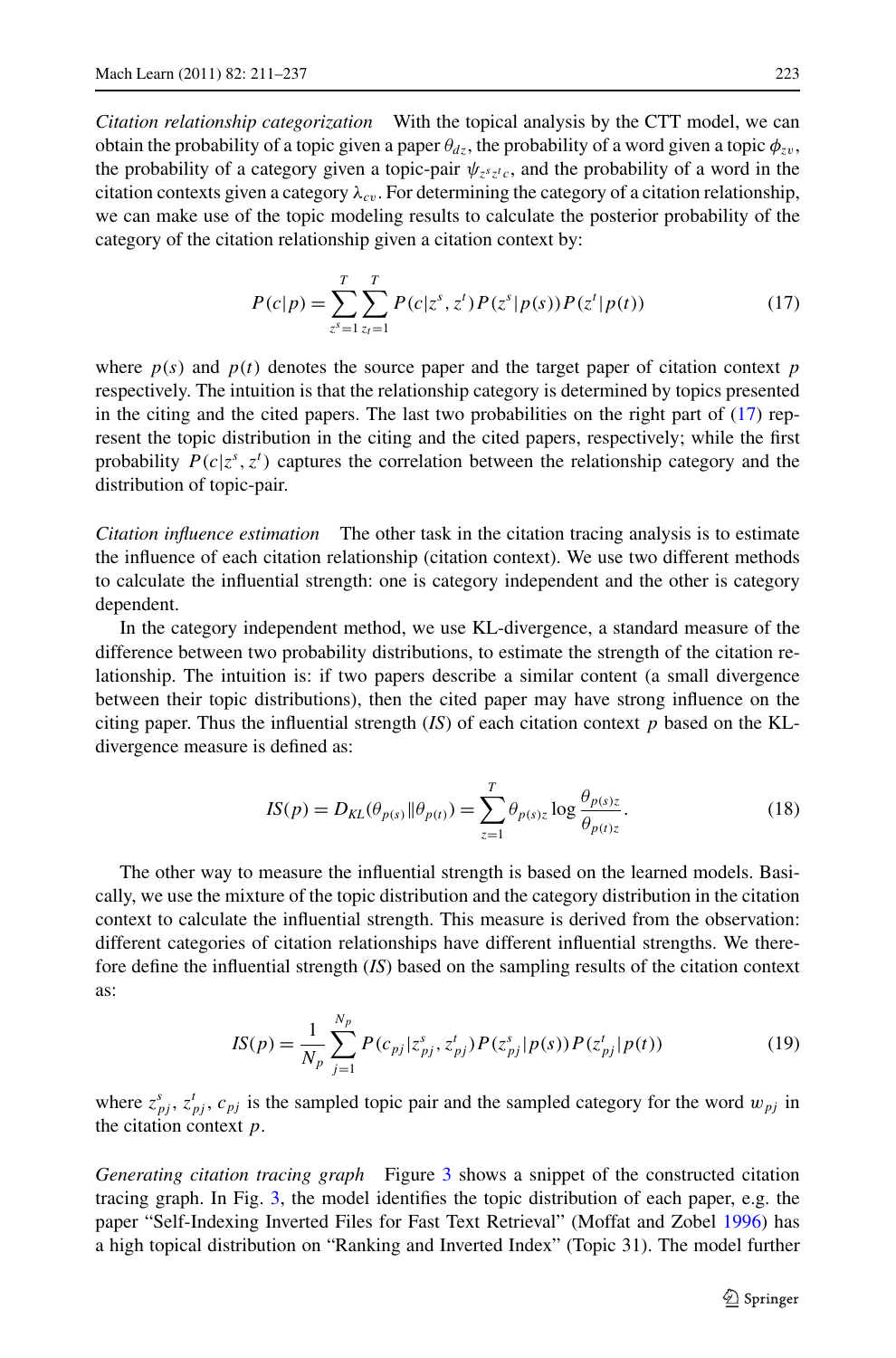*Citation relationship categorization* With the topical analysis by the CTT model, we can obtain the probability of a topic given a paper $\theta_{dz}$, the probability of a word given a topic $\phi_{zv}$, the probability of a category given a topic-pair $\psi_{z^s z^t c}$, and the probability of a word in the citation contexts given a category $\lambda_{cv}$. For determining the category of a citation relationship, we can make use of the topic modeling results to calculate the posterior probability of the category of the citation relationship given a citation context by:

$$P(c|p) = \sum_{z^s=1}^{T} \sum_{z_t=1}^{T} P(c|z^s, z^t) P(z^s|p(s)) P(z^t|p(t)) \tag{17}$$

where $p(s)$ and $p(t)$ denotes the source paper and the target paper of citation context $p$ respectively. The intuition is that the relationship category is determined by topics presented in the citing and the cited papers. The last two probabilities on the right part of (17) represent the topic distribution in the citing and the cited papers, respectively; while the first probability $P(c|z^s, z^t)$ captures the correlation between the relationship category and the distribution of topic-pair.

*Citation influence estimation* The other task in the citation tracing analysis is to estimate the influence of each citation relationship (citation context). We use two different methods to calculate the influential strength: one is category independent and the other is category dependent.

In the category independent method, we use KL-divergence, a standard measure of the difference between two probability distributions, to estimate the strength of the citation relationship. The intuition is: if two papers describe a similar content (a small divergence between their topic distributions), then the cited paper may have strong influence on the citing paper. Thus the influential strength (*IS*) of each citation context $p$ based on the KL-divergence measure is defined as:

$$IS(p) = D_{KL}(\theta_{p(s)} \| \theta_{p(t)}) = \sum_{z=1}^{T} \theta_{p(s)z} \log \frac{\theta_{p(s)z}}{\theta_{p(t)z}}. \tag{18}$$

The other way to measure the influential strength is based on the learned models. Basically, we use the mixture of the topic distribution and the category distribution in the citation context to calculate the influential strength. This measure is derived from the observation: different categories of citation relationships have different influential strengths. We therefore define the influential strength (*IS*) based on the sampling results of the citation context as:

$$IS(p) = \frac{1}{N_p} \sum_{j=1}^{N_p} P(c_{pj}|z^s_{pj}, z^t_{pj}) P(z^s_{pj}|p(s)) P(z^t_{pj}|p(t)) \tag{19}$$

where $z^s_{pj}$, $z^t_{pj}$, $c_{pj}$ is the sampled topic pair and the sampled category for the word $w_{pj}$ in the citation context $p$.

*Generating citation tracing graph* Figure 3 shows a snippet of the constructed citation tracing graph. In Fig. 3, the model identifies the topic distribution of each paper, e.g. the paper "Self-Indexing Inverted Files for Fast Text Retrieval" (Moffat and Zobel 1996) has a high topical distribution on "Ranking and Inverted Index" (Topic 31). The model further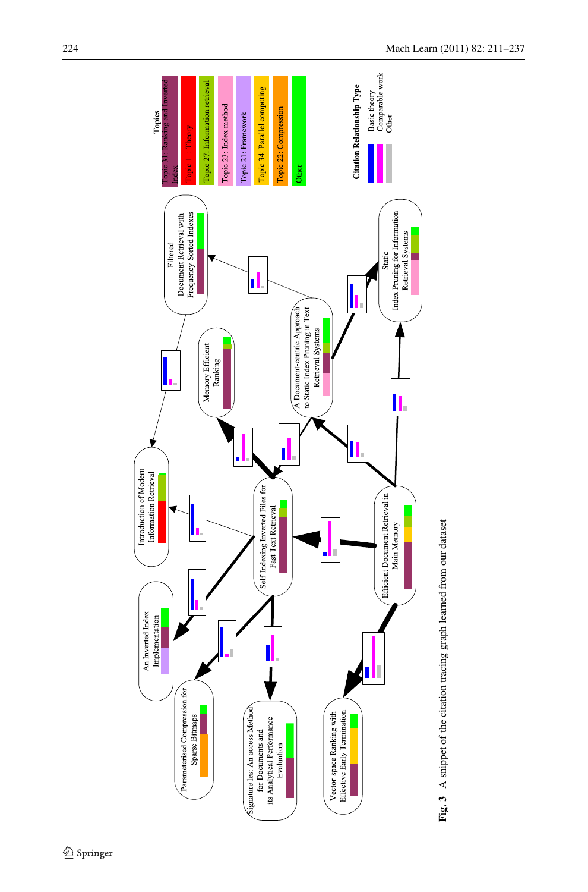Topics

- Topic 31: Ranking and Inverted Index
- Topic 1: Theory
- Topic 27: Information retrieval
- Topic 23: Index method
- Topic 21: Framework
- Topic 34: Parallel computing
- Topic 22: Compression
- Other

Citation Relationship Type

- Basic theory
- Comparable work
- Other

Filtered Document Retrieval with Frequency-Sorted Indexes

Memory Efficient Ranking

A Document-centric Approach to Static Index Pruning in Text Retrieval Systems

Static Index Pruning for Information Retrieval Systems

Introduction of Modern Information Retrieval

Self-Indexing Inverted Files for Fast Text Retrieval

Efficient Document Retrieval in Main Memory

An Inverted Index Implementation

Parameterised Compression for Sparse Bitmaps

Signature les: An access Method for Documents and its Analytical Performance Evaluation

Vector-space Ranking with Effective Early Termination

**Fig. 3** A snippet of the citation tracing graph learned from our dataset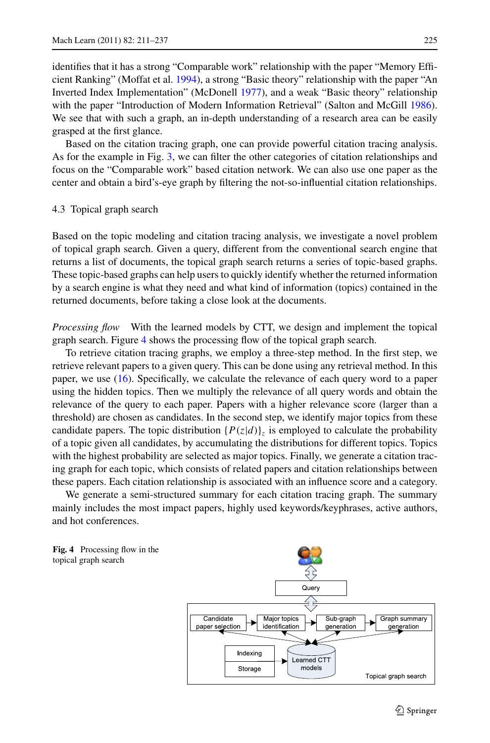identifies that it has a strong "Comparable work" relationship with the paper "Memory Efficient Ranking" (Moffat et al. 1994), a strong "Basic theory" relationship with the paper "An Inverted Index Implementation" (McDonell 1977), and a weak "Basic theory" relationship with the paper "Introduction of Modern Information Retrieval" (Salton and McGill 1986). We see that with such a graph, an in-depth understanding of a research area can be easily grasped at the first glance.

Based on the citation tracing graph, one can provide powerful citation tracing analysis. As for the example in Fig. 3, we can filter the other categories of citation relationships and focus on the "Comparable work" based citation network. We can also use one paper as the center and obtain a bird's-eye graph by filtering the not-so-influential citation relationships.

### 4.3 Topical graph search

Based on the topic modeling and citation tracing analysis, we investigate a novel problem of topical graph search. Given a query, different from the conventional search engine that returns a list of documents, the topical graph search returns a series of topic-based graphs. These topic-based graphs can help users to quickly identify whether the returned information by a search engine is what they need and what kind of information (topics) contained in the returned documents, before taking a close look at the documents.

*Processing flow* With the learned models by CTT, we design and implement the topical graph search. Figure 4 shows the processing flow of the topical graph search.

To retrieve citation tracing graphs, we employ a three-step method. In the first step, we retrieve relevant papers to a given query. This can be done using any retrieval method. In this paper, we use (16). Specifically, we calculate the relevance of each query word to a paper using the hidden topics. Then we multiply the relevance of all query words and obtain the relevance of the query to each paper. Papers with a higher relevance score (larger than a threshold) are chosen as candidates. In the second step, we identify major topics from these candidate papers. The topic distribution $\{P(z|d)\}_z$ is employed to calculate the probability of a topic given all candidates, by accumulating the distributions for different topics. Topics with the highest probability are selected as major topics. Finally, we generate a citation tracing graph for each topic, which consists of related papers and citation relationships between these papers. Each citation relationship is associated with an influence score and a category.

We generate a semi-structured summary for each citation tracing graph. The summary mainly includes the most impact papers, highly used keywords/keyphrases, active authors, and hot conferences.

Query

Candidate paper selection

Major topics identification

Sub-graph generation

Graph summary generation

Indexing

Storage

Learned CTT models

Topical graph search

**Fig. 4** Processing flow in the topical graph search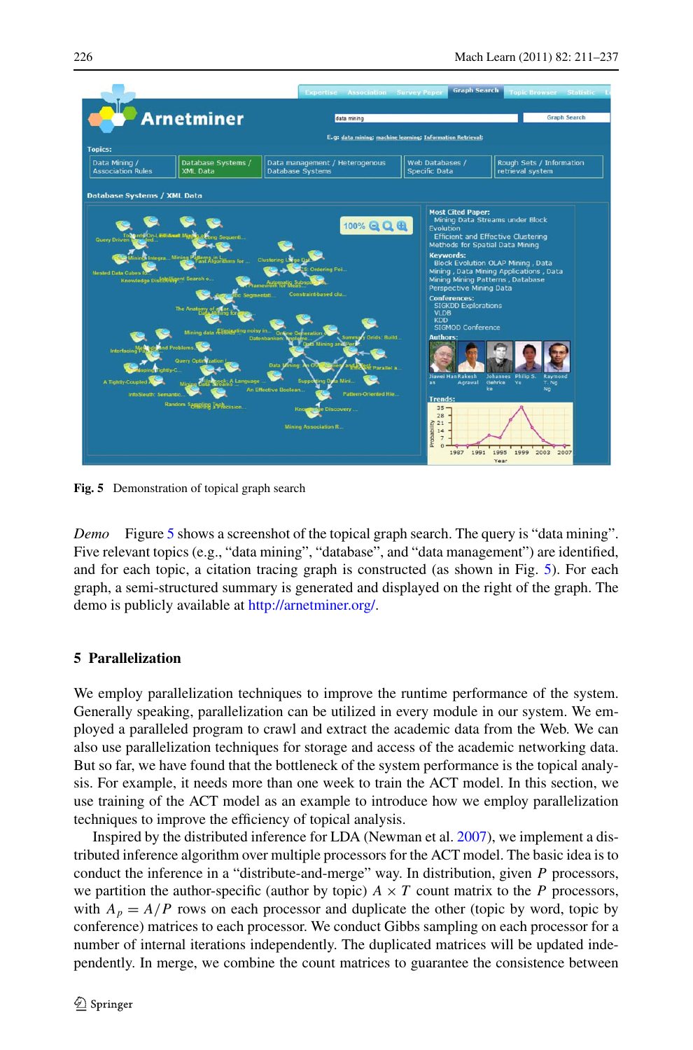**Fig. 5** Demonstration of topical graph search

*Demo* Figure 5 shows a screenshot of the topical graph search. The query is "data mining". Five relevant topics (e.g., "data mining", "database", and "data management") are identified, and for each topic, a citation tracing graph is constructed (as shown in Fig. 5). For each graph, a semi-structured summary is generated and displayed on the right of the graph. The demo is publicly available at http://arnetminer.org/.

## 5 Parallelization

We employ parallelization techniques to improve the runtime performance of the system. Generally speaking, parallelization can be utilized in every module in our system. We employed a paralleled program to crawl and extract the academic data from the Web. We can also use parallelization techniques for storage and access of the academic networking data. But so far, we have found that the bottleneck of the system performance is the topical analysis. For example, it needs more than one week to train the ACT model. In this section, we use training of the ACT model as an example to introduce how we employ parallelization techniques to improve the efficiency of topical analysis.

Inspired by the distributed inference for LDA (Newman et al. 2007), we implement a distributed inference algorithm over multiple processors for the ACT model. The basic idea is to conduct the inference in a "distribute-and-merge" way. In distribution, given $P$ processors, we partition the author-specific (author by topic) $A \times T$ count matrix to the $P$ processors, with $A_p = A/P$ rows on each processor and duplicate the other (topic by word, topic by conference) matrices to each processor. We conduct Gibbs sampling on each processor for a number of internal iterations independently. The duplicated matrices will be updated independently. In merge, we combine the count matrices to guarantee the consistence between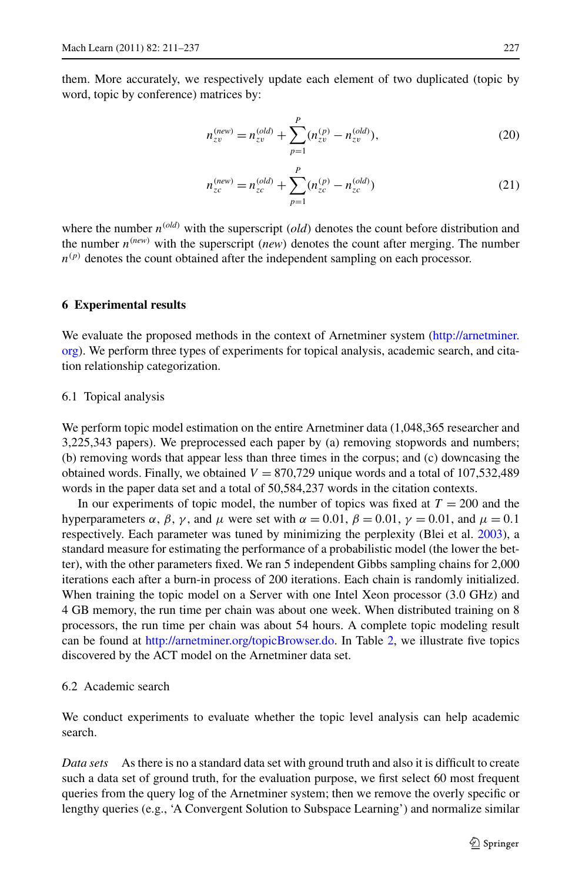them. More accurately, we respectively update each element of two duplicated (topic by word, topic by conference) matrices by:

$$n_{zv}^{(new)} = n_{zv}^{(old)} + \sum_{p=1}^{P} (n_{zv}^{(p)} - n_{zv}^{(old)}), \tag{20}$$

$$n_{zc}^{(new)} = n_{zc}^{(old)} + \sum_{p=1}^{P} (n_{zc}^{(p)} - n_{zc}^{(old)}) \tag{21}$$

where the number $n^{(old)}$ with the superscript $(old)$ denotes the count before distribution and the number $n^{(new)}$ with the superscript $(new)$ denotes the count after merging. The number $n^{(p)}$ denotes the count obtained after the independent sampling on each processor.

## 6 Experimental results

We evaluate the proposed methods in the context of Arnetminer system (http://arnetminer.org). We perform three types of experiments for topical analysis, academic search, and citation relationship categorization.

### 6.1 Topical analysis

We perform topic model estimation on the entire Arnetminer data (1,048,365 researcher and 3,225,343 papers). We preprocessed each paper by (a) removing stopwords and numbers; (b) removing words that appear less than three times in the corpus; and (c) downcasing the obtained words. Finally, we obtained $V = 870{,}729$ unique words and a total of 107,532,489 words in the paper data set and a total of 50,584,237 words in the citation contexts.

In our experiments of topic model, the number of topics was fixed at $T = 200$ and the hyperparameters $\alpha$, $\beta$, $\gamma$, and $\mu$ were set with $\alpha = 0.01$, $\beta = 0.01$, $\gamma = 0.01$, and $\mu = 0.1$ respectively. Each parameter was tuned by minimizing the perplexity (Blei et al. 2003), a standard measure for estimating the performance of a probabilistic model (the lower the better), with the other parameters fixed. We ran 5 independent Gibbs sampling chains for 2,000 iterations each after a burn-in process of 200 iterations. Each chain is randomly initialized. When training the topic model on a Server with one Intel Xeon processor (3.0 GHz) and 4 GB memory, the run time per chain was about one week. When distributed training on 8 processors, the run time per chain was about 54 hours. A complete topic modeling result can be found at http://arnetminer.org/topicBrowser.do. In Table 2, we illustrate five topics discovered by the ACT model on the Arnetminer data set.

### 6.2 Academic search

We conduct experiments to evaluate whether the topic level analysis can help academic search.

*Data sets* As there is no a standard data set with ground truth and also it is difficult to create such a data set of ground truth, for the evaluation purpose, we first select 60 most frequent queries from the query log of the Arnetminer system; then we remove the overly specific or lengthy queries (e.g., 'A Convergent Solution to Subspace Learning') and normalize similar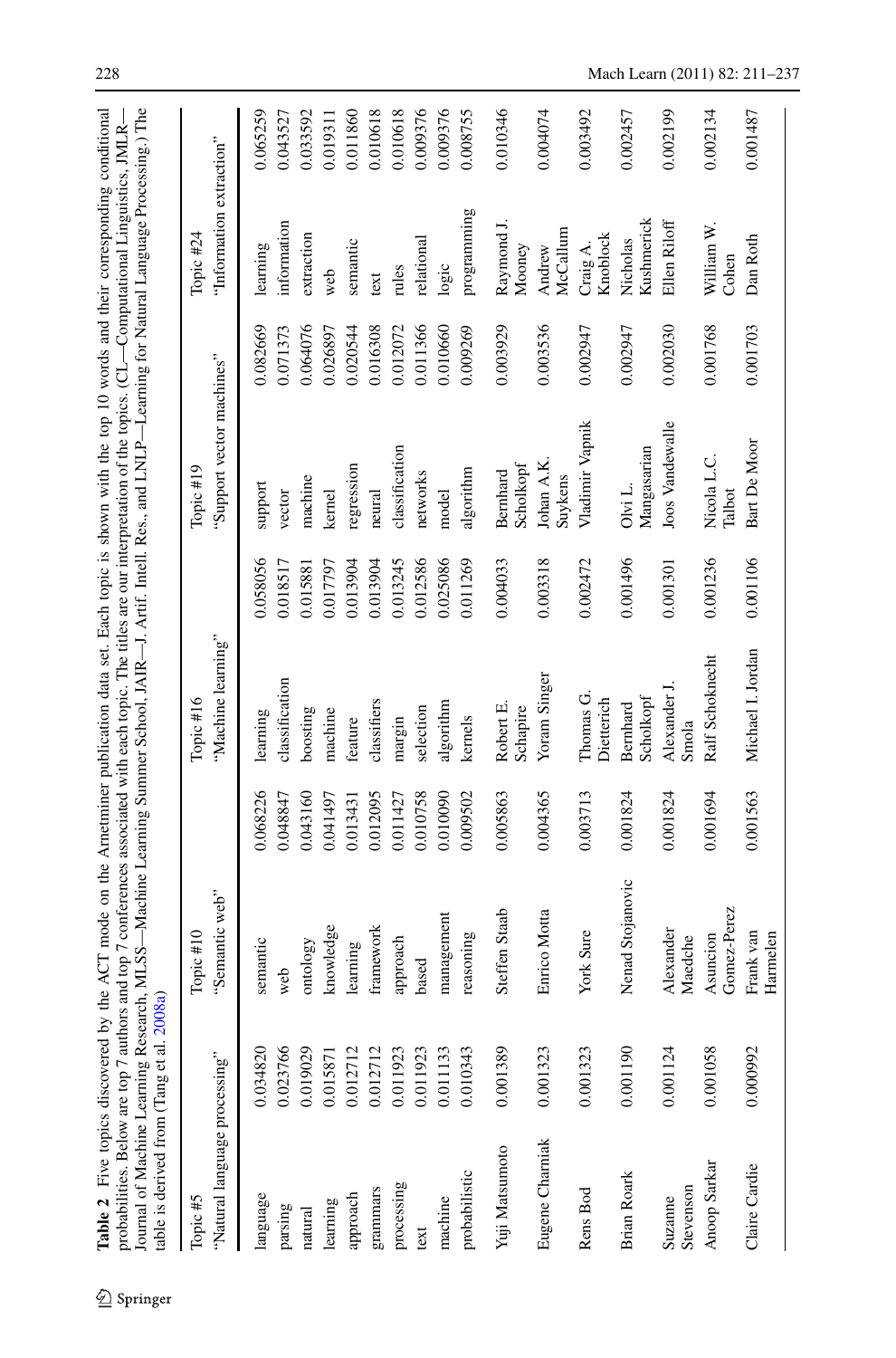**Table 2** Five topics discovered by the ACT mode on the Arnetminer publication data set. Each topic is shown with the top 10 words and their corresponding conditional probabilities. Below are top 7 authors and top 7 conferences associated with each topic. The titles are our interpretation of the topics. (CL—Computational Linguistics, JMLR—Journal of Machine Learning Research, MLSS—Machine Learning Summer School, JAIR—J. Artif. Intell. Res., and LNLP—Learning for Natural Language Processing.) The table is derived from (Tang et al. 2008a)

| Topic #5 "Natural language processing" | | Topic #10 "Semantic web" | | Topic #16 "Machine learning" | | Topic #19 "Support vector machines" | | Topic #24 "Information extraction" | |
|---|---|---|---|---|---|---|---|---|---|
| language | 0.034820 | semantic | 0.068226 | learning | 0.058056 | support | 0.082669 | learning | 0.065259 |
| parsing | 0.023766 | web | 0.048847 | classification | 0.018517 | vector | 0.071373 | information | 0.043527 |
| natural | 0.019029 | ontology | 0.043160 | boosting | 0.015881 | machine | 0.064076 | extraction | 0.033592 |
| learning | 0.015871 | knowledge | 0.041497 | machine | 0.017797 | kernel | 0.026897 | web | 0.019311 |
| approach | 0.012712 | learning | 0.013431 | feature | 0.013904 | regression | 0.020544 | semantic | 0.011860 |
| grammars | 0.012712 | framework | 0.012095 | classifiers | 0.013904 | neural | 0.016308 | text | 0.010618 |
| processing | 0.011923 | approach | 0.011427 | margin | 0.013245 | classification | 0.012072 | rules | 0.010618 |
| text | 0.011923 | based | 0.010758 | selection | 0.012586 | networks | 0.011366 | relational | 0.009376 |
| machine | 0.011133 | management | 0.010090 | algorithm | 0.025086 | model | 0.010660 | logic | 0.009376 |
| probabilistic | 0.010343 | reasoning | 0.009502 | kernels | 0.011269 | algorithm | 0.009269 | programming | 0.008755 |
| Yuji Matsumoto | 0.001389 | Steffen Staab | 0.005863 | Robert E. Schapire | 0.004033 | Bernhard Scholkopf | 0.003929 | Raymond J. Mooney | 0.010346 |
| Eugene Charniak | 0.001323 | Enrico Motta | 0.004365 | Yoram Singer | 0.003318 | Johan A.K. Suykens | 0.003536 | Andrew McCallum | 0.004074 |
| Rens Bod | 0.001323 | York Sure | 0.003713 | Thomas G. Dietterich | 0.002472 | Vladimir Vapnik | 0.002947 | Craig A. Knoblock | 0.003492 |
| Brian Roark | 0.001190 | Nenad Stojanovic | 0.001824 | Bernhard Scholkopf | 0.001496 | Olvi L. Mangasarian | 0.002947 | Nicholas Kushmerick | 0.002457 |
| Suzanne Stevenson | 0.001124 | Alexander Maedche | 0.001824 | Alexander J. Smola | 0.001301 | Joos Vandewalle | 0.002030 | Ellen Riloff | 0.002199 |
| Anoop Sarkar | 0.001058 | Asuncion Gomez-Perez | 0.001694 | Ralf Schoknecht | 0.001236 | Nicola L.C. Talbot | 0.001768 | William W. Cohen | 0.002134 |
| Claire Cardie | 0.000992 | Frank van Harmelen | 0.001563 | Michael I. Jordan | 0.001106 | Bart De Moor | 0.001703 | Dan Roth | 0.001487 |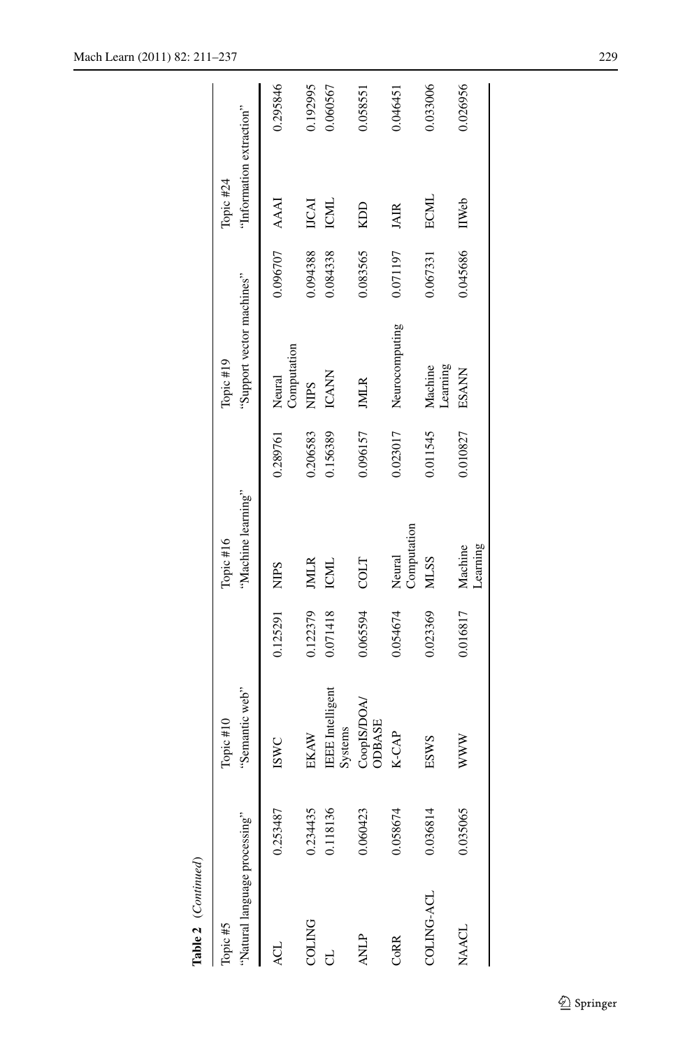**Table 2** (*Continued*)

| Topic #5 "Natural language processing" | | Topic #10 "Semantic web" | | Topic #16 "Machine learning" | | Topic #19 "Support vector machines" | | Topic #24 "Information extraction" | |
|---|---|---|---|---|---|---|---|---|---|
| ACL | 0.253487 | ISWC | 0.125291 | NIPS | 0.289761 | Neural Computation | 0.096707 | AAAI | 0.295846 |
| COLING | 0.234435 | EKAW | 0.122379 | JMLR | 0.206583 | NIPS | 0.094388 | IJCAI | 0.192995 |
| CL | 0.118136 | IEEE Intelligent Systems | 0.071418 | ICML | 0.156389 | ICANN | 0.084338 | ICML | 0.060567 |
| ANLP | 0.060423 | CoopIS/DOA/ ODBASE | 0.065594 | COLT | 0.096157 | JMLR | 0.083565 | KDD | 0.058551 |
| CoRR | 0.058674 | K-CAP | 0.054674 | Neural Computation | 0.023017 | Neurocomputing | 0.071197 | JAIR | 0.046451 |
| COLING-ACL | 0.036814 | ESWS | 0.023369 | MLSS | 0.011545 | Machine Learning | 0.067331 | ECML | 0.033006 |
| NAACL | 0.035065 | WWW | 0.016817 | Machine Learning | 0.010827 | ESANN | 0.045686 | IIWeb | 0.026956 |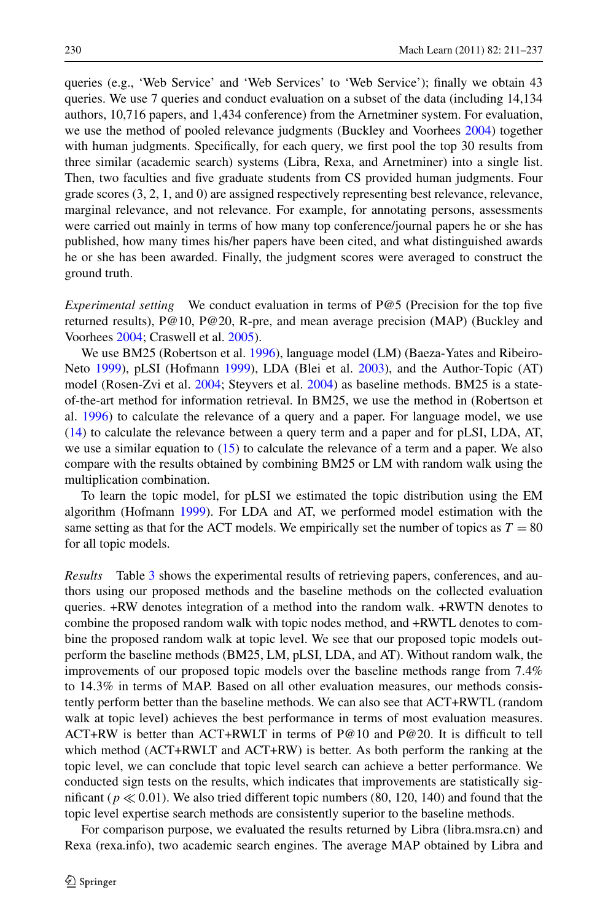queries (e.g., 'Web Service' and 'Web Services' to 'Web Service'); finally we obtain 43 queries. We use 7 queries and conduct evaluation on a subset of the data (including 14,134 authors, 10,716 papers, and 1,434 conference) from the Arnetminer system. For evaluation, we use the method of pooled relevance judgments (Buckley and Voorhees 2004) together with human judgments. Specifically, for each query, we first pool the top 30 results from three similar (academic search) systems (Libra, Rexa, and Arnetminer) into a single list. Then, two faculties and five graduate students from CS provided human judgments. Four grade scores (3, 2, 1, and 0) are assigned respectively representing best relevance, relevance, marginal relevance, and not relevance. For example, for annotating persons, assessments were carried out mainly in terms of how many top conference/journal papers he or she has published, how many times his/her papers have been cited, and what distinguished awards he or she has been awarded. Finally, the judgment scores were averaged to construct the ground truth.

*Experimental setting* We conduct evaluation in terms of P@5 (Precision for the top five returned results), P@10, P@20, R-pre, and mean average precision (MAP) (Buckley and Voorhees 2004; Craswell et al. 2005).

We use BM25 (Robertson et al. 1996), language model (LM) (Baeza-Yates and Ribeiro-Neto 1999), pLSI (Hofmann 1999), LDA (Blei et al. 2003), and the Author-Topic (AT) model (Rosen-Zvi et al. 2004; Steyvers et al. 2004) as baseline methods. BM25 is a state-of-the-art method for information retrieval. In BM25, we use the method in (Robertson et al. 1996) to calculate the relevance of a query and a paper. For language model, we use (14) to calculate the relevance between a query term and a paper and for pLSI, LDA, AT, we use a similar equation to (15) to calculate the relevance of a term and a paper. We also compare with the results obtained by combining BM25 or LM with random walk using the multiplication combination.

To learn the topic model, for pLSI we estimated the topic distribution using the EM algorithm (Hofmann 1999). For LDA and AT, we performed model estimation with the same setting as that for the ACT models. We empirically set the number of topics as $T = 80$ for all topic models.

*Results* Table 3 shows the experimental results of retrieving papers, conferences, and authors using our proposed methods and the baseline methods on the collected evaluation queries. +RW denotes integration of a method into the random walk. +RWTN denotes to combine the proposed random walk with topic nodes method, and +RWTL denotes to combine the proposed random walk at topic level. We see that our proposed topic models outperform the baseline methods (BM25, LM, pLSI, LDA, and AT). Without random walk, the improvements of our proposed topic models over the baseline methods range from 7.4% to 14.3% in terms of MAP. Based on all other evaluation measures, our methods consistently perform better than the baseline methods. We can also see that ACT+RWTL (random walk at topic level) achieves the best performance in terms of most evaluation measures. ACT+RW is better than ACT+RWLT in terms of P@10 and P@20. It is difficult to tell which method (ACT+RWLT and ACT+RW) is better. As both perform the ranking at the topic level, we can conclude that topic level search can achieve a better performance. We conducted sign tests on the results, which indicates that improvements are statistically significant ($p \ll 0.01$). We also tried different topic numbers (80, 120, 140) and found that the topic level expertise search methods are consistently superior to the baseline methods.

For comparison purpose, we evaluated the results returned by Libra (libra.msra.cn) and Rexa (rexa.info), two academic search engines. The average MAP obtained by Libra and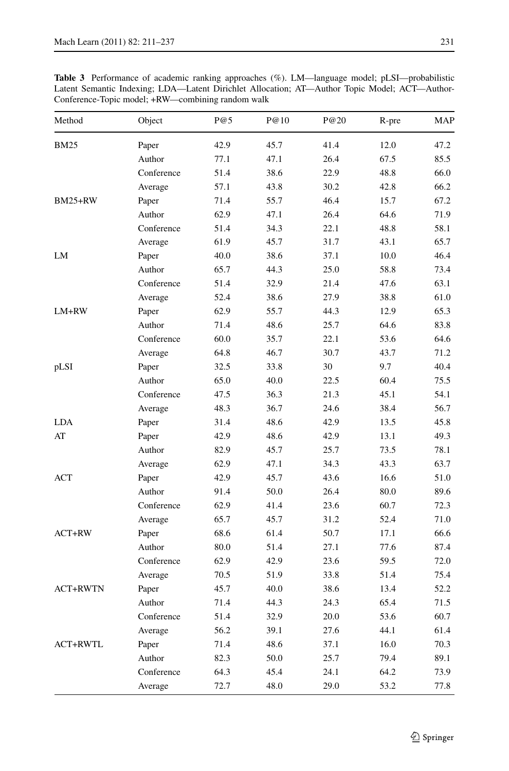**Table 3** Performance of academic ranking approaches (%). LM—language model; pLSI—probabilistic Latent Semantic Indexing; LDA—Latent Dirichlet Allocation; AT—Author Topic Model; ACT—Author-Conference-Topic model; +RW—combining random walk

| Method | Object | P@5 | P@10 | P@20 | R-pre | MAP |
|---|---|---|---|---|---|---|
| BM25 | Paper | 42.9 | 45.7 | 41.4 | 12.0 | 47.2 |
| | Author | 77.1 | 47.1 | 26.4 | 67.5 | 85.5 |
| | Conference | 51.4 | 38.6 | 22.9 | 48.8 | 66.0 |
| | Average | 57.1 | 43.8 | 30.2 | 42.8 | 66.2 |
| BM25+RW | Paper | 71.4 | 55.7 | 46.4 | 15.7 | 67.2 |
| | Author | 62.9 | 47.1 | 26.4 | 64.6 | 71.9 |
| | Conference | 51.4 | 34.3 | 22.1 | 48.8 | 58.1 |
| | Average | 61.9 | 45.7 | 31.7 | 43.1 | 65.7 |
| LM | Paper | 40.0 | 38.6 | 37.1 | 10.0 | 46.4 |
| | Author | 65.7 | 44.3 | 25.0 | 58.8 | 73.4 |
| | Conference | 51.4 | 32.9 | 21.4 | 47.6 | 63.1 |
| | Average | 52.4 | 38.6 | 27.9 | 38.8 | 61.0 |
| LM+RW | Paper | 62.9 | 55.7 | 44.3 | 12.9 | 65.3 |
| | Author | 71.4 | 48.6 | 25.7 | 64.6 | 83.8 |
| | Conference | 60.0 | 35.7 | 22.1 | 53.6 | 64.6 |
| | Average | 64.8 | 46.7 | 30.7 | 43.7 | 71.2 |
| pLSI | Paper | 32.5 | 33.8 | 30 | 9.7 | 40.4 |
| | Author | 65.0 | 40.0 | 22.5 | 60.4 | 75.5 |
| | Conference | 47.5 | 36.3 | 21.3 | 45.1 | 54.1 |
| | Average | 48.3 | 36.7 | 24.6 | 38.4 | 56.7 |
| LDA | Paper | 31.4 | 48.6 | 42.9 | 13.5 | 45.8 |
| AT | Paper | 42.9 | 48.6 | 42.9 | 13.1 | 49.3 |
| | Author | 82.9 | 45.7 | 25.7 | 73.5 | 78.1 |
| | Average | 62.9 | 47.1 | 34.3 | 43.3 | 63.7 |
| ACT | Paper | 42.9 | 45.7 | 43.6 | 16.6 | 51.0 |
| | Author | 91.4 | 50.0 | 26.4 | 80.0 | 89.6 |
| | Conference | 62.9 | 41.4 | 23.6 | 60.7 | 72.3 |
| | Average | 65.7 | 45.7 | 31.2 | 52.4 | 71.0 |
| ACT+RW | Paper | 68.6 | 61.4 | 50.7 | 17.1 | 66.6 |
| | Author | 80.0 | 51.4 | 27.1 | 77.6 | 87.4 |
| | Conference | 62.9 | 42.9 | 23.6 | 59.5 | 72.0 |
| | Average | 70.5 | 51.9 | 33.8 | 51.4 | 75.4 |
| ACT+RWTN | Paper | 45.7 | 40.0 | 38.6 | 13.4 | 52.2 |
| | Author | 71.4 | 44.3 | 24.3 | 65.4 | 71.5 |
| | Conference | 51.4 | 32.9 | 20.0 | 53.6 | 60.7 |
| | Average | 56.2 | 39.1 | 27.6 | 44.1 | 61.4 |
| ACT+RWTL | Paper | 71.4 | 48.6 | 37.1 | 16.0 | 70.3 |
| | Author | 82.3 | 50.0 | 25.7 | 79.4 | 89.1 |
| | Conference | 64.3 | 45.4 | 24.1 | 64.2 | 73.9 |
| | Average | 72.7 | 48.0 | 29.0 | 53.2 | 77.8 |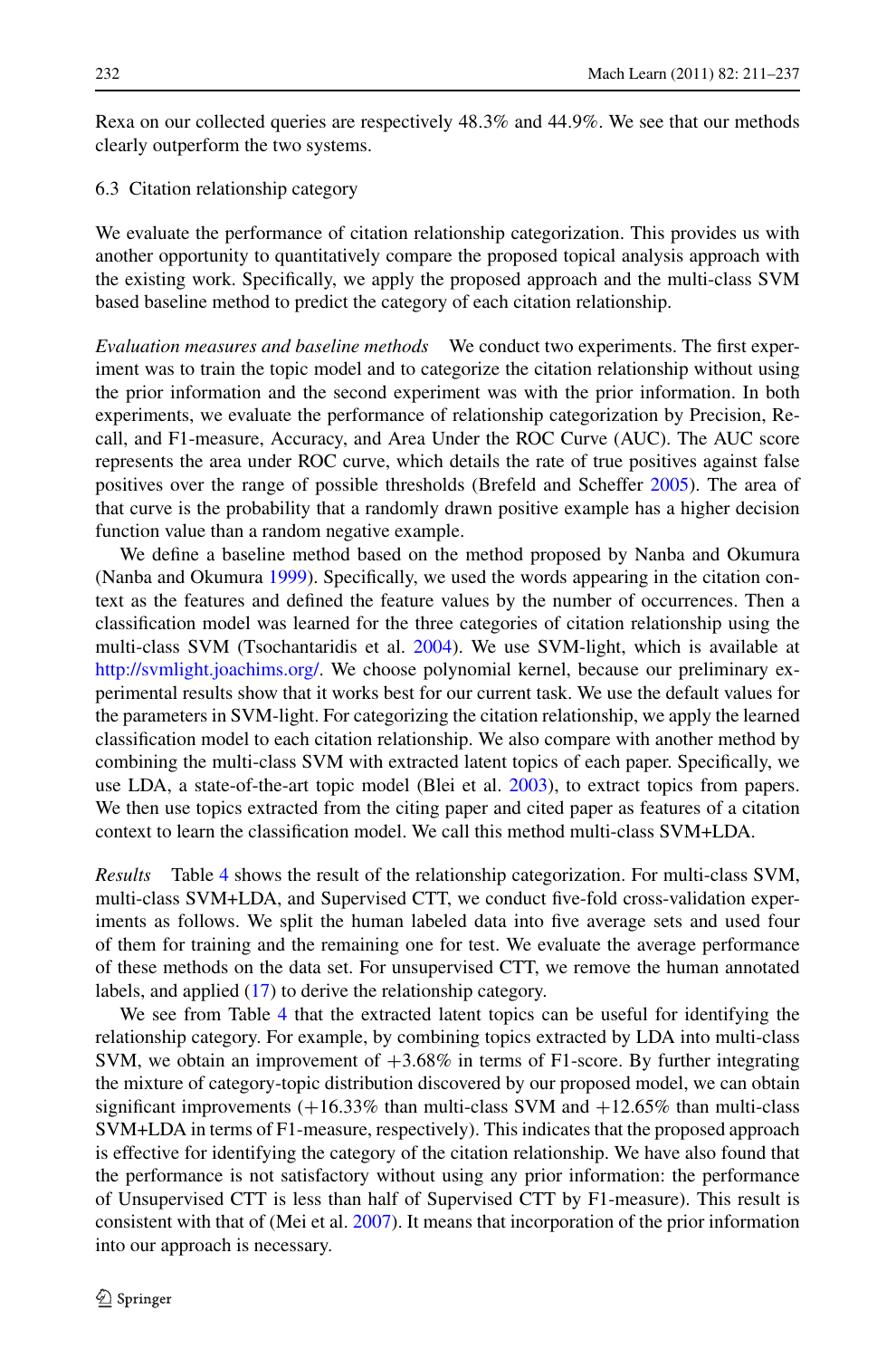Rexa on our collected queries are respectively 48.3% and 44.9%. We see that our methods clearly outperform the two systems.

### 6.3 Citation relationship category

We evaluate the performance of citation relationship categorization. This provides us with another opportunity to quantitatively compare the proposed topical analysis approach with the existing work. Specifically, we apply the proposed approach and the multi-class SVM based baseline method to predict the category of each citation relationship.

*Evaluation measures and baseline methods* We conduct two experiments. The first experiment was to train the topic model and to categorize the citation relationship without using the prior information and the second experiment was with the prior information. In both experiments, we evaluate the performance of relationship categorization by Precision, Recall, and F1-measure, Accuracy, and Area Under the ROC Curve (AUC). The AUC score represents the area under ROC curve, which details the rate of true positives against false positives over the range of possible thresholds (Brefeld and Scheffer 2005). The area of that curve is the probability that a randomly drawn positive example has a higher decision function value than a random negative example.

We define a baseline method based on the method proposed by Nanba and Okumura (Nanba and Okumura 1999). Specifically, we used the words appearing in the citation context as the features and defined the feature values by the number of occurrences. Then a classification model was learned for the three categories of citation relationship using the multi-class SVM (Tsochantaridis et al. 2004). We use SVM-light, which is available at http://svmlight.joachims.org/. We choose polynomial kernel, because our preliminary experimental results show that it works best for our current task. We use the default values for the parameters in SVM-light. For categorizing the citation relationship, we apply the learned classification model to each citation relationship. We also compare with another method by combining the multi-class SVM with extracted latent topics of each paper. Specifically, we use LDA, a state-of-the-art topic model (Blei et al. 2003), to extract topics from papers. We then use topics extracted from the citing paper and cited paper as features of a citation context to learn the classification model. We call this method multi-class SVM+LDA.

*Results* Table 4 shows the result of the relationship categorization. For multi-class SVM, multi-class SVM+LDA, and Supervised CTT, we conduct five-fold cross-validation experiments as follows. We split the human labeled data into five average sets and used four of them for training and the remaining one for test. We evaluate the average performance of these methods on the data set. For unsupervised CTT, we remove the human annotated labels, and applied (17) to derive the relationship category.

We see from Table 4 that the extracted latent topics can be useful for identifying the relationship category. For example, by combining topics extracted by LDA into multi-class SVM, we obtain an improvement of +3.68% in terms of F1-score. By further integrating the mixture of category-topic distribution discovered by our proposed model, we can obtain significant improvements (+16.33% than multi-class SVM and +12.65% than multi-class SVM+LDA in terms of F1-measure, respectively). This indicates that the proposed approach is effective for identifying the category of the citation relationship. We have also found that the performance is not satisfactory without using any prior information: the performance of Unsupervised CTT is less than half of Supervised CTT by F1-measure). This result is consistent with that of (Mei et al. 2007). It means that incorporation of the prior information into our approach is necessary.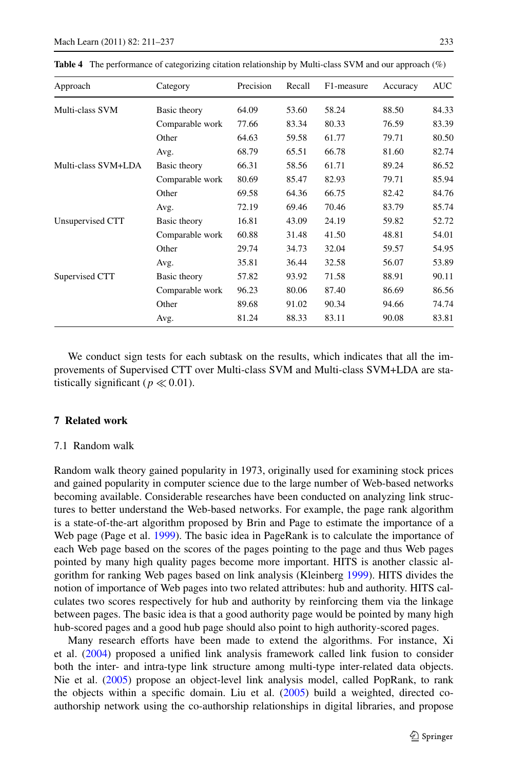**Table 4** The performance of categorizing citation relationship by Multi-class SVM and our approach (%)

| Approach | Category | Precision | Recall | F1-measure | Accuracy | AUC |
|---|---|---|---|---|---|---|
| Multi-class SVM | Basic theory | 64.09 | 53.60 | 58.24 | 88.50 | 84.33 |
| | Comparable work | 77.66 | 83.34 | 80.33 | 76.59 | 83.39 |
| | Other | 64.63 | 59.58 | 61.77 | 79.71 | 80.50 |
| | Avg. | 68.79 | 65.51 | 66.78 | 81.60 | 82.74 |
| Multi-class SVM+LDA | Basic theory | 66.31 | 58.56 | 61.71 | 89.24 | 86.52 |
| | Comparable work | 80.69 | 85.47 | 82.93 | 79.71 | 85.94 |
| | Other | 69.58 | 64.36 | 66.75 | 82.42 | 84.76 |
| | Avg. | 72.19 | 69.46 | 70.46 | 83.79 | 85.74 |
| Unsupervised CTT | Basic theory | 16.81 | 43.09 | 24.19 | 59.82 | 52.72 |
| | Comparable work | 60.88 | 31.48 | 41.50 | 48.81 | 54.01 |
| | Other | 29.74 | 34.73 | 32.04 | 59.57 | 54.95 |
| | Avg. | 35.81 | 36.44 | 32.58 | 56.07 | 53.89 |
| Supervised CTT | Basic theory | 57.82 | 93.92 | 71.58 | 88.91 | 90.11 |
| | Comparable work | 96.23 | 80.06 | 87.40 | 86.69 | 86.56 |
| | Other | 89.68 | 91.02 | 90.34 | 94.66 | 74.74 |
| | Avg. | 81.24 | 88.33 | 83.11 | 90.08 | 83.81 |

We conduct sign tests for each subtask on the results, which indicates that all the improvements of Supervised CTT over Multi-class SVM and Multi-class SVM+LDA are statistically significant ($p \ll 0.01$).

## 7 Related work

### 7.1 Random walk

Random walk theory gained popularity in 1973, originally used for examining stock prices and gained popularity in computer science due to the large number of Web-based networks becoming available. Considerable researches have been conducted on analyzing link structures to better understand the Web-based networks. For example, the page rank algorithm is a state-of-the-art algorithm proposed by Brin and Page to estimate the importance of a Web page (Page et al. 1999). The basic idea in PageRank is to calculate the importance of each Web page based on the scores of the pages pointing to the page and thus Web pages pointed by many high quality pages become more important. HITS is another classic algorithm for ranking Web pages based on link analysis (Kleinberg 1999). HITS divides the notion of importance of Web pages into two related attributes: hub and authority. HITS calculates two scores respectively for hub and authority by reinforcing them via the linkage between pages. The basic idea is that a good authority page would be pointed by many high hub-scored pages and a good hub page should also point to high authority-scored pages.

Many research efforts have been made to extend the algorithms. For instance, Xi et al. (2004) proposed a unified link analysis framework called link fusion to consider both the inter- and intra-type link structure among multi-type inter-related data objects. Nie et al. (2005) propose an object-level link analysis model, called PopRank, to rank the objects within a specific domain. Liu et al. (2005) build a weighted, directed co-authorship network using the co-authorship relationships in digital libraries, and propose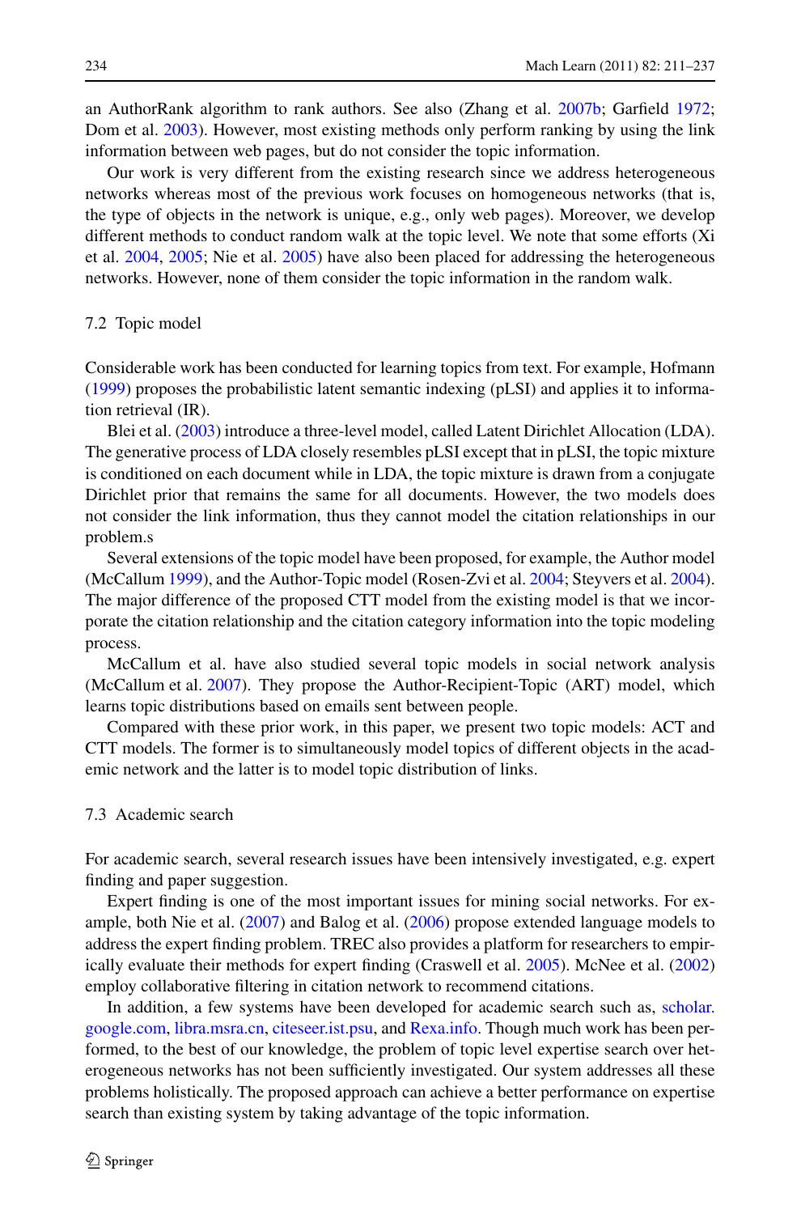an AuthorRank algorithm to rank authors. See also (Zhang et al. 2007b; Garfield 1972; Dom et al. 2003). However, most existing methods only perform ranking by using the link information between web pages, but do not consider the topic information.

Our work is very different from the existing research since we address heterogeneous networks whereas most of the previous work focuses on homogeneous networks (that is, the type of objects in the network is unique, e.g., only web pages). Moreover, we develop different methods to conduct random walk at the topic level. We note that some efforts (Xi et al. 2004, 2005; Nie et al. 2005) have also been placed for addressing the heterogeneous networks. However, none of them consider the topic information in the random walk.

### 7.2 Topic model

Considerable work has been conducted for learning topics from text. For example, Hofmann (1999) proposes the probabilistic latent semantic indexing (pLSI) and applies it to information retrieval (IR).

Blei et al. (2003) introduce a three-level model, called Latent Dirichlet Allocation (LDA). The generative process of LDA closely resembles pLSI except that in pLSI, the topic mixture is conditioned on each document while in LDA, the topic mixture is drawn from a conjugate Dirichlet prior that remains the same for all documents. However, the two models does not consider the link information, thus they cannot model the citation relationships in our problem.s

Several extensions of the topic model have been proposed, for example, the Author model (McCallum 1999), and the Author-Topic model (Rosen-Zvi et al. 2004; Steyvers et al. 2004). The major difference of the proposed CTT model from the existing model is that we incorporate the citation relationship and the citation category information into the topic modeling process.

McCallum et al. have also studied several topic models in social network analysis (McCallum et al. 2007). They propose the Author-Recipient-Topic (ART) model, which learns topic distributions based on emails sent between people.

Compared with these prior work, in this paper, we present two topic models: ACT and CTT models. The former is to simultaneously model topics of different objects in the academic network and the latter is to model topic distribution of links.

### 7.3 Academic search

For academic search, several research issues have been intensively investigated, e.g. expert finding and paper suggestion.

Expert finding is one of the most important issues for mining social networks. For example, both Nie et al. (2007) and Balog et al. (2006) propose extended language models to address the expert finding problem. TREC also provides a platform for researchers to empirically evaluate their methods for expert finding (Craswell et al. 2005). McNee et al. (2002) employ collaborative filtering in citation network to recommend citations.

In addition, a few systems have been developed for academic search such as, scholar.google.com, libra.msra.cn, citeseer.ist.psu, and Rexa.info. Though much work has been performed, to the best of our knowledge, the problem of topic level expertise search over heterogeneous networks has not been sufficiently investigated. Our system addresses all these problems holistically. The proposed approach can achieve a better performance on expertise search than existing system by taking advantage of the topic information.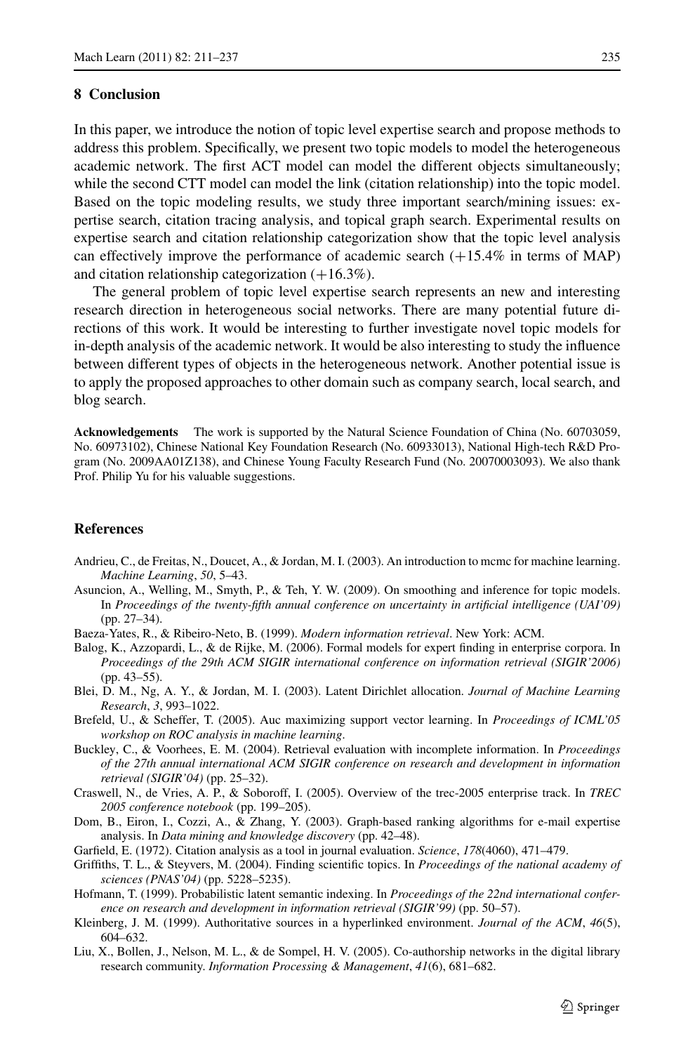## 8 Conclusion

In this paper, we introduce the notion of topic level expertise search and propose methods to address this problem. Specifically, we present two topic models to model the heterogeneous academic network. The first ACT model can model the different objects simultaneously; while the second CTT model can model the link (citation relationship) into the topic model. Based on the topic modeling results, we study three important search/mining issues: expertise search, citation tracing analysis, and topical graph search. Experimental results on expertise search and citation relationship categorization show that the topic level analysis can effectively improve the performance of academic search (+15.4% in terms of MAP) and citation relationship categorization (+16.3%).

The general problem of topic level expertise search represents an new and interesting research direction in heterogeneous social networks. There are many potential future directions of this work. It would be interesting to further investigate novel topic models for in-depth analysis of the academic network. It would be also interesting to study the influence between different types of objects in the heterogeneous network. Another potential issue is to apply the proposed approaches to other domain such as company search, local search, and blog search.

**Acknowledgements** The work is supported by the Natural Science Foundation of China (No. 60703059, No. 60973102), Chinese National Key Foundation Research (No. 60933013), National High-tech R&D Program (No. 2009AA01Z138), and Chinese Young Faculty Research Fund (No. 20070003093). We also thank Prof. Philip Yu for his valuable suggestions.

## References

Andrieu, C., de Freitas, N., Doucet, A., & Jordan, M. I. (2003). An introduction to mcmc for machine learning. *Machine Learning*, *50*, 5–43.

Asuncion, A., Welling, M., Smyth, P., & Teh, Y. W. (2009). On smoothing and inference for topic models. In *Proceedings of the twenty-fifth annual conference on uncertainty in artificial intelligence (UAI'09)* (pp. 27–34).

Baeza-Yates, R., & Ribeiro-Neto, B. (1999). *Modern information retrieval*. New York: ACM.

Balog, K., Azzopardi, L., & de Rijke, M. (2006). Formal models for expert finding in enterprise corpora. In *Proceedings of the 29th ACM SIGIR international conference on information retrieval (SIGIR'2006)* (pp. 43–55).

Blei, D. M., Ng, A. Y., & Jordan, M. I. (2003). Latent Dirichlet allocation. *Journal of Machine Learning Research*, *3*, 993–1022.

Brefeld, U., & Scheffer, T. (2005). Auc maximizing support vector learning. In *Proceedings of ICML'05 workshop on ROC analysis in machine learning*.

Buckley, C., & Voorhees, E. M. (2004). Retrieval evaluation with incomplete information. In *Proceedings of the 27th annual international ACM SIGIR conference on research and development in information retrieval (SIGIR'04)* (pp. 25–32).

Craswell, N., de Vries, A. P., & Soboroff, I. (2005). Overview of the trec-2005 enterprise track. In *TREC 2005 conference notebook* (pp. 199–205).

Dom, B., Eiron, I., Cozzi, A., & Zhang, Y. (2003). Graph-based ranking algorithms for e-mail expertise analysis. In *Data mining and knowledge discovery* (pp. 42–48).

Garfield, E. (1972). Citation analysis as a tool in journal evaluation. *Science*, *178*(4060), 471–479.

Griffiths, T. L., & Steyvers, M. (2004). Finding scientific topics. In *Proceedings of the national academy of sciences (PNAS'04)* (pp. 5228–5235).

Hofmann, T. (1999). Probabilistic latent semantic indexing. In *Proceedings of the 22nd international conference on research and development in information retrieval (SIGIR'99)* (pp. 50–57).

Kleinberg, J. M. (1999). Authoritative sources in a hyperlinked environment. *Journal of the ACM*, *46*(5), 604–632.

Liu, X., Bollen, J., Nelson, M. L., & de Sompel, H. V. (2005). Co-authorship networks in the digital library research community. *Information Processing & Management*, *41*(6), 681–682.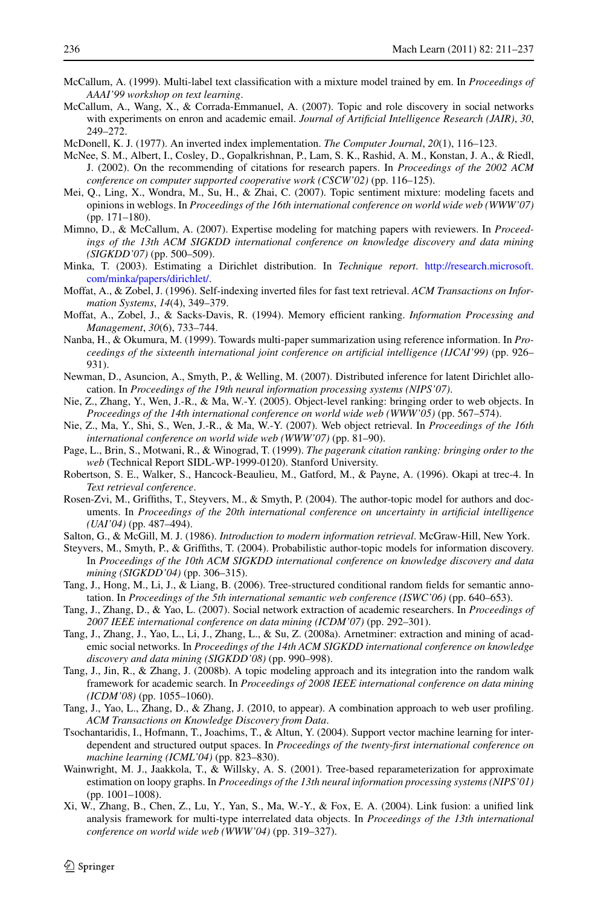McCallum, A. (1999). Multi-label text classification with a mixture model trained by em. In *Proceedings of AAAI'99 workshop on text learning*.

McCallum, A., Wang, X., & Corrada-Emmanuel, A. (2007). Topic and role discovery in social networks with experiments on enron and academic email. *Journal of Artificial Intelligence Research (JAIR)*, *30*, 249–272.

McDonell, K. J. (1977). An inverted index implementation. *The Computer Journal*, *20*(1), 116–123.

McNee, S. M., Albert, I., Cosley, D., Gopalkrishnan, P., Lam, S. K., Rashid, A. M., Konstan, J. A., & Riedl, J. (2002). On the recommending of citations for research papers. In *Proceedings of the 2002 ACM conference on computer supported cooperative work (CSCW'02)* (pp. 116–125).

Mei, Q., Ling, X., Wondra, M., Su, H., & Zhai, C. (2007). Topic sentiment mixture: modeling facets and opinions in weblogs. In *Proceedings of the 16th international conference on world wide web (WWW'07)* (pp. 171–180).

Mimno, D., & McCallum, A. (2007). Expertise modeling for matching papers with reviewers. In *Proceedings of the 13th ACM SIGKDD international conference on knowledge discovery and data mining (SIGKDD'07)* (pp. 500–509).

Minka, T. (2003). Estimating a Dirichlet distribution. In *Technique report*. http://research.microsoft.com/minka/papers/dirichlet/.

Moffat, A., & Zobel, J. (1996). Self-indexing inverted files for fast text retrieval. *ACM Transactions on Information Systems*, *14*(4), 349–379.

Moffat, A., Zobel, J., & Sacks-Davis, R. (1994). Memory efficient ranking. *Information Processing and Management*, *30*(6), 733–744.

Nanba, H., & Okumura, M. (1999). Towards multi-paper summarization using reference information. In *Proceedings of the sixteenth international joint conference on artificial intelligence (IJCAI'99)* (pp. 926–931).

Newman, D., Asuncion, A., Smyth, P., & Welling, M. (2007). Distributed inference for latent Dirichlet allocation. In *Proceedings of the 19th neural information processing systems (NIPS'07)*.

Nie, Z., Zhang, Y., Wen, J.-R., & Ma, W.-Y. (2005). Object-level ranking: bringing order to web objects. In *Proceedings of the 14th international conference on world wide web (WWW'05)* (pp. 567–574).

Nie, Z., Ma, Y., Shi, S., Wen, J.-R., & Ma, W.-Y. (2007). Web object retrieval. In *Proceedings of the 16th international conference on world wide web (WWW'07)* (pp. 81–90).

Page, L., Brin, S., Motwani, R., & Winograd, T. (1999). *The pagerank citation ranking: bringing order to the web* (Technical Report SIDL-WP-1999-0120). Stanford University.

Robertson, S. E., Walker, S., Hancock-Beaulieu, M., Gatford, M., & Payne, A. (1996). Okapi at trec-4. In *Text retrieval conference*.

Rosen-Zvi, M., Griffiths, T., Steyvers, M., & Smyth, P. (2004). The author-topic model for authors and documents. In *Proceedings of the 20th international conference on uncertainty in artificial intelligence (UAI'04)* (pp. 487–494).

Salton, G., & McGill, M. J. (1986). *Introduction to modern information retrieval*. McGraw-Hill, New York.

Steyvers, M., Smyth, P., & Griffiths, T. (2004). Probabilistic author-topic models for information discovery. In *Proceedings of the 10th ACM SIGKDD international conference on knowledge discovery and data mining (SIGKDD'04)* (pp. 306–315).

Tang, J., Hong, M., Li, J., & Liang, B. (2006). Tree-structured conditional random fields for semantic annotation. In *Proceedings of the 5th international semantic web conference (ISWC'06)* (pp. 640–653).

Tang, J., Zhang, D., & Yao, L. (2007). Social network extraction of academic researchers. In *Proceedings of 2007 IEEE international conference on data mining (ICDM'07)* (pp. 292–301).

Tang, J., Zhang, J., Yao, L., Li, J., Zhang, L., & Su, Z. (2008a). Arnetminer: extraction and mining of academic social networks. In *Proceedings of the 14th ACM SIGKDD international conference on knowledge discovery and data mining (SIGKDD'08)* (pp. 990–998).

Tang, J., Jin, R., & Zhang, J. (2008b). A topic modeling approach and its integration into the random walk framework for academic search. In *Proceedings of 2008 IEEE international conference on data mining (ICDM'08)* (pp. 1055–1060).

Tang, J., Yao, L., Zhang, D., & Zhang, J. (2010, to appear). A combination approach to web user profiling. *ACM Transactions on Knowledge Discovery from Data*.

Tsochantaridis, I., Hofmann, T., Joachims, T., & Altun, Y. (2004). Support vector machine learning for interdependent and structured output spaces. In *Proceedings of the twenty-first international conference on machine learning (ICML'04)* (pp. 823–830).

Wainwright, M. J., Jaakkola, T., & Willsky, A. S. (2001). Tree-based reparameterization for approximate estimation on loopy graphs. In *Proceedings of the 13th neural information processing systems (NIPS'01)* (pp. 1001–1008).

Xi, W., Zhang, B., Chen, Z., Lu, Y., Yan, S., Ma, W.-Y., & Fox, E. A. (2004). Link fusion: a unified link analysis framework for multi-type interrelated data objects. In *Proceedings of the 13th international conference on world wide web (WWW'04)* (pp. 319–327).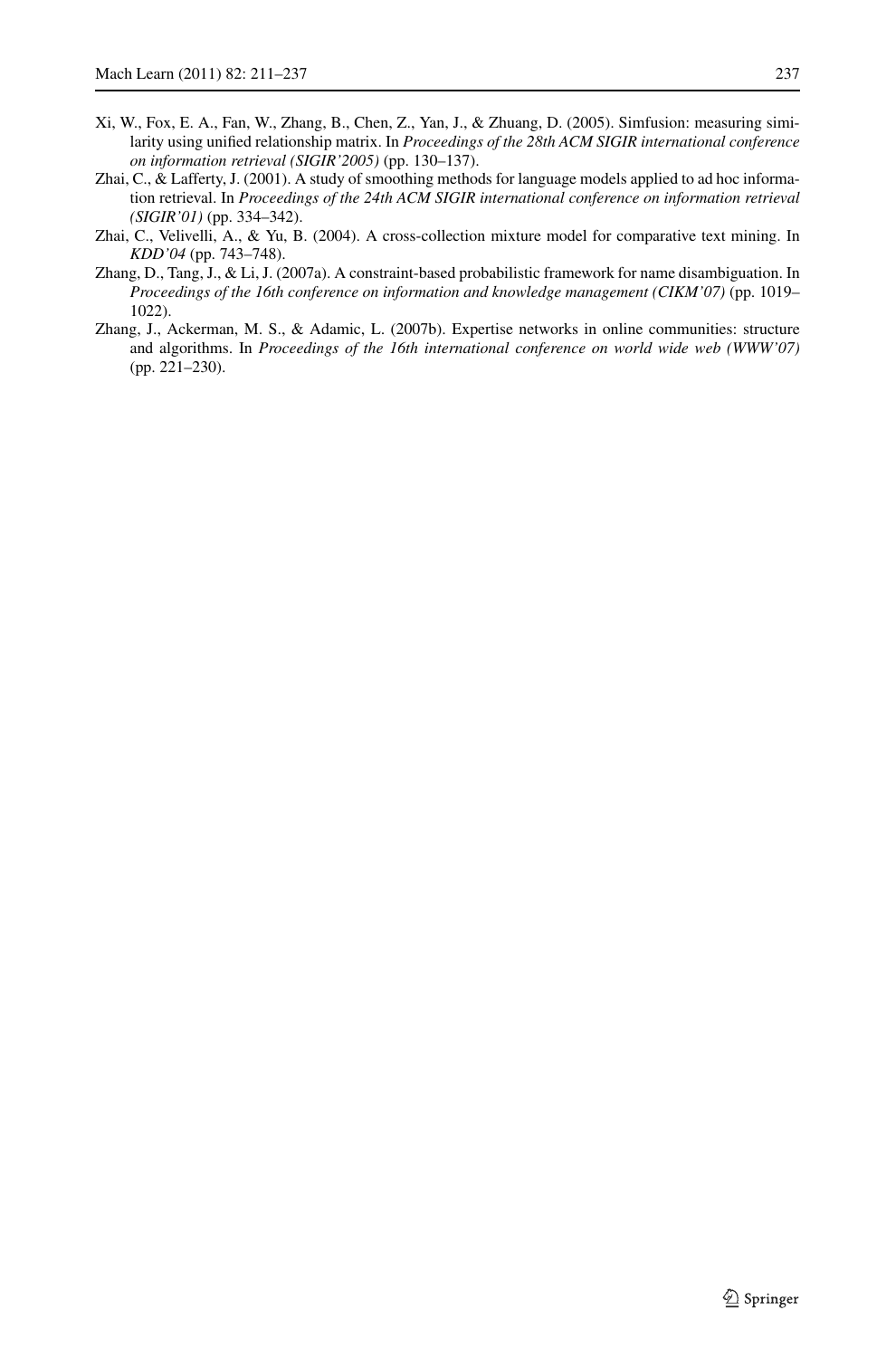Xi, W., Fox, E. A., Fan, W., Zhang, B., Chen, Z., Yan, J., & Zhuang, D. (2005). Simfusion: measuring similarity using unified relationship matrix. In *Proceedings of the 28th ACM SIGIR international conference on information retrieval (SIGIR'2005)* (pp. 130–137).

Zhai, C., & Lafferty, J. (2001). A study of smoothing methods for language models applied to ad hoc information retrieval. In *Proceedings of the 24th ACM SIGIR international conference on information retrieval (SIGIR'01)* (pp. 334–342).

Zhai, C., Velivelli, A., & Yu, B. (2004). A cross-collection mixture model for comparative text mining. In *KDD'04* (pp. 743–748).

Zhang, D., Tang, J., & Li, J. (2007a). A constraint-based probabilistic framework for name disambiguation. In *Proceedings of the 16th conference on information and knowledge management (CIKM'07)* (pp. 1019–1022).

Zhang, J., Ackerman, M. S., & Adamic, L. (2007b). Expertise networks in online communities: structure and algorithms. In *Proceedings of the 16th international conference on world wide web (WWW'07)* (pp. 221–230).